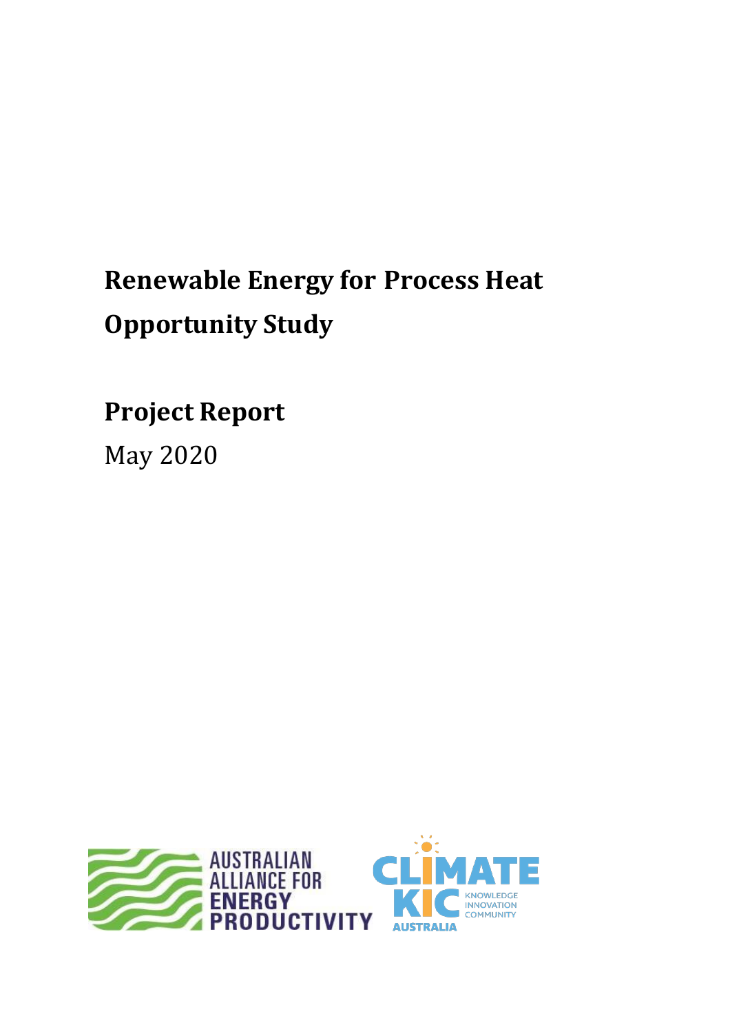# Renewable Energy for Process Heat Opportunity Study

## Project Report

May 2020

AUSTRALIAN ALLIANCE FOR ENERGY PRODUCTIVITY

CLIMATE KIC KNOWLEDGE INNOVATION COMMUNITY AUSTRALIA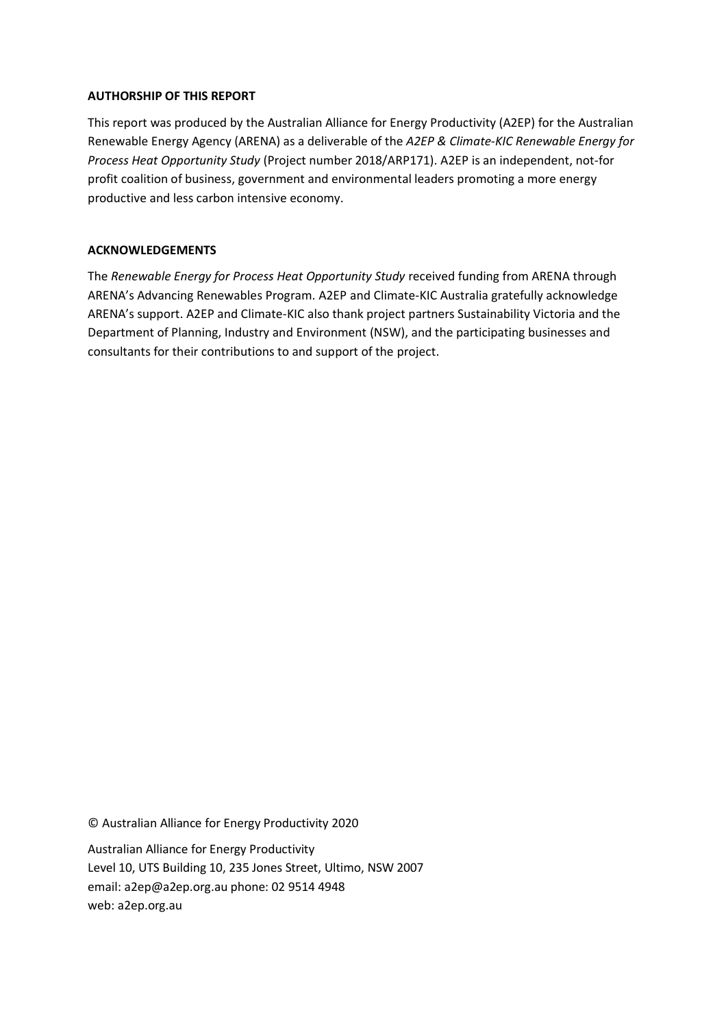**AUTHORSHIP OF THIS REPORT**

This report was produced by the Australian Alliance for Energy Productivity (A2EP) for the Australian Renewable Energy Agency (ARENA) as a deliverable of the *A2EP & Climate-KIC Renewable Energy for Process Heat Opportunity Study* (Project number 2018/ARP171). A2EP is an independent, not-for profit coalition of business, government and environmental leaders promoting a more energy productive and less carbon intensive economy.

**ACKNOWLEDGEMENTS**

The *Renewable Energy for Process Heat Opportunity Study* received funding from ARENA through ARENA's Advancing Renewables Program. A2EP and Climate-KIC Australia gratefully acknowledge ARENA's support. A2EP and Climate-KIC also thank project partners Sustainability Victoria and the Department of Planning, Industry and Environment (NSW), and the participating businesses and consultants for their contributions to and support of the project.

© Australian Alliance for Energy Productivity 2020

Australian Alliance for Energy Productivity
Level 10, UTS Building 10, 235 Jones Street, Ultimo, NSW 2007
email: a2ep@a2ep.org.au phone: 02 9514 4948
web: a2ep.org.au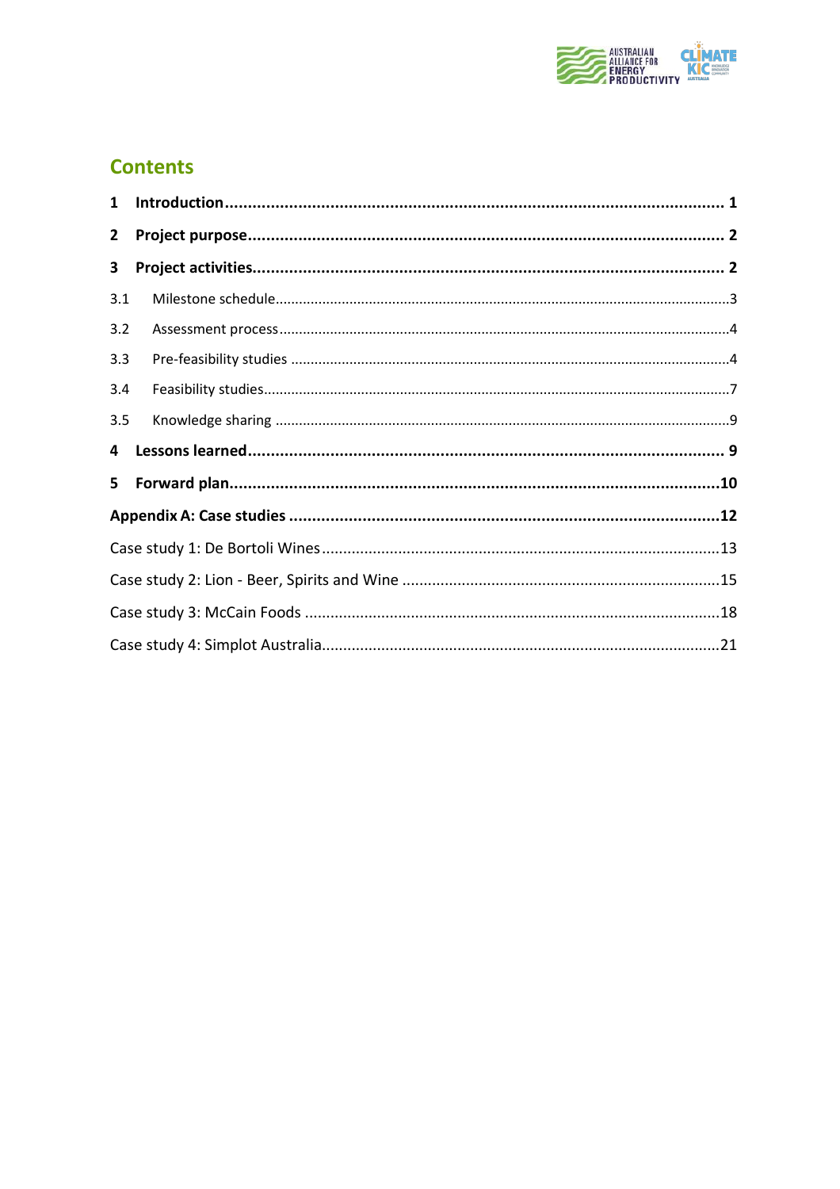## Contents

| | | |
|---|---|---|
| **1** | **Introduction** | **1** |
| **2** | **Project purpose** | **2** |
| **3** | **Project activities** | **2** |
| 3.1 | Milestone schedule | 3 |
| 3.2 | Assessment process | 4 |
| 3.3 | Pre-feasibility studies | 4 |
| 3.4 | Feasibility studies | 7 |
| 3.5 | Knowledge sharing | 9 |
| **4** | **Lessons learned** | **9** |
| **5** | **Forward plan** | **10** |
| **Appendix A: Case studies** | | **12** |
| Case study 1: De Bortoli Wines | | 13 |
| Case study 2: Lion - Beer, Spirits and Wine | | 15 |
| Case study 3: McCain Foods | | 18 |
| Case study 4: Simplot Australia | | 21 |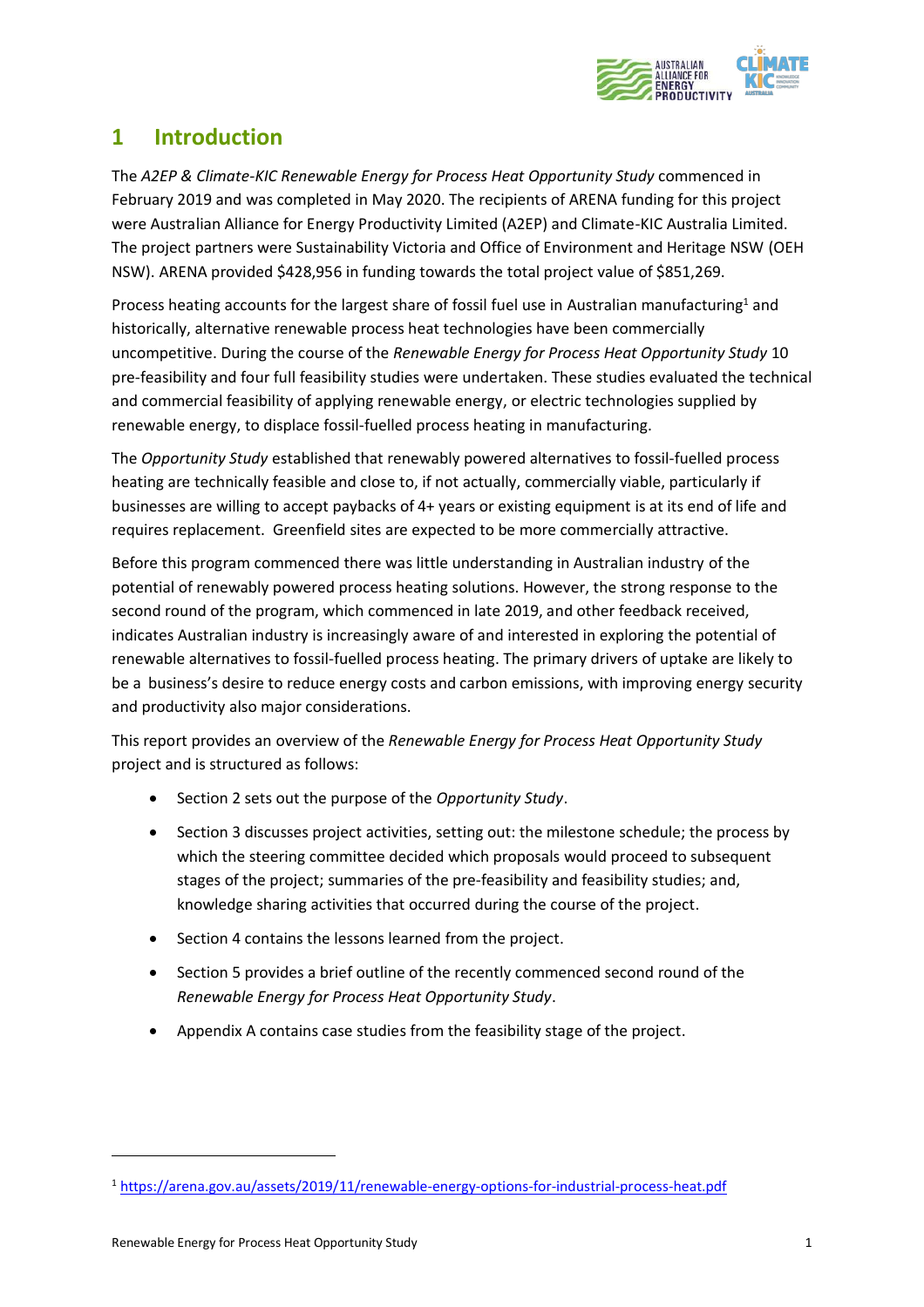# 1 Introduction

The *A2EP & Climate-KIC Renewable Energy for Process Heat Opportunity Study* commenced in February 2019 and was completed in May 2020. The recipients of ARENA funding for this project were Australian Alliance for Energy Productivity Limited (A2EP) and Climate-KIC Australia Limited. The project partners were Sustainability Victoria and Office of Environment and Heritage NSW (OEH NSW). ARENA provided $428,956 in funding towards the total project value of $851,269.

Process heating accounts for the largest share of fossil fuel use in Australian manufacturing[1] and historically, alternative renewable process heat technologies have been commercially uncompetitive. During the course of the *Renewable Energy for Process Heat Opportunity Study* 10 pre-feasibility and four full feasibility studies were undertaken. These studies evaluated the technical and commercial feasibility of applying renewable energy, or electric technologies supplied by renewable energy, to displace fossil-fuelled process heating in manufacturing.

The *Opportunity Study* established that renewably powered alternatives to fossil-fuelled process heating are technically feasible and close to, if not actually, commercially viable, particularly if businesses are willing to accept paybacks of 4+ years or existing equipment is at its end of life and requires replacement. Greenfield sites are expected to be more commercially attractive.

Before this program commenced there was little understanding in Australian industry of the potential of renewably powered process heating solutions. However, the strong response to the second round of the program, which commenced in late 2019, and other feedback received, indicates Australian industry is increasingly aware of and interested in exploring the potential of renewable alternatives to fossil-fuelled process heating. The primary drivers of uptake are likely to be a business's desire to reduce energy costs and carbon emissions, with improving energy security and productivity also major considerations.

This report provides an overview of the *Renewable Energy for Process Heat Opportunity Study* project and is structured as follows:

- Section 2 sets out the purpose of the *Opportunity Study*.
- Section 3 discusses project activities, setting out: the milestone schedule; the process by which the steering committee decided which proposals would proceed to subsequent stages of the project; summaries of the pre-feasibility and feasibility studies; and, knowledge sharing activities that occurred during the course of the project.
- Section 4 contains the lessons learned from the project.
- Section 5 provides a brief outline of the recently commenced second round of the *Renewable Energy for Process Heat Opportunity Study*.
- Appendix A contains case studies from the feasibility stage of the project.

---

[1] https://arena.gov.au/assets/2019/11/renewable-energy-options-for-industrial-process-heat.pdf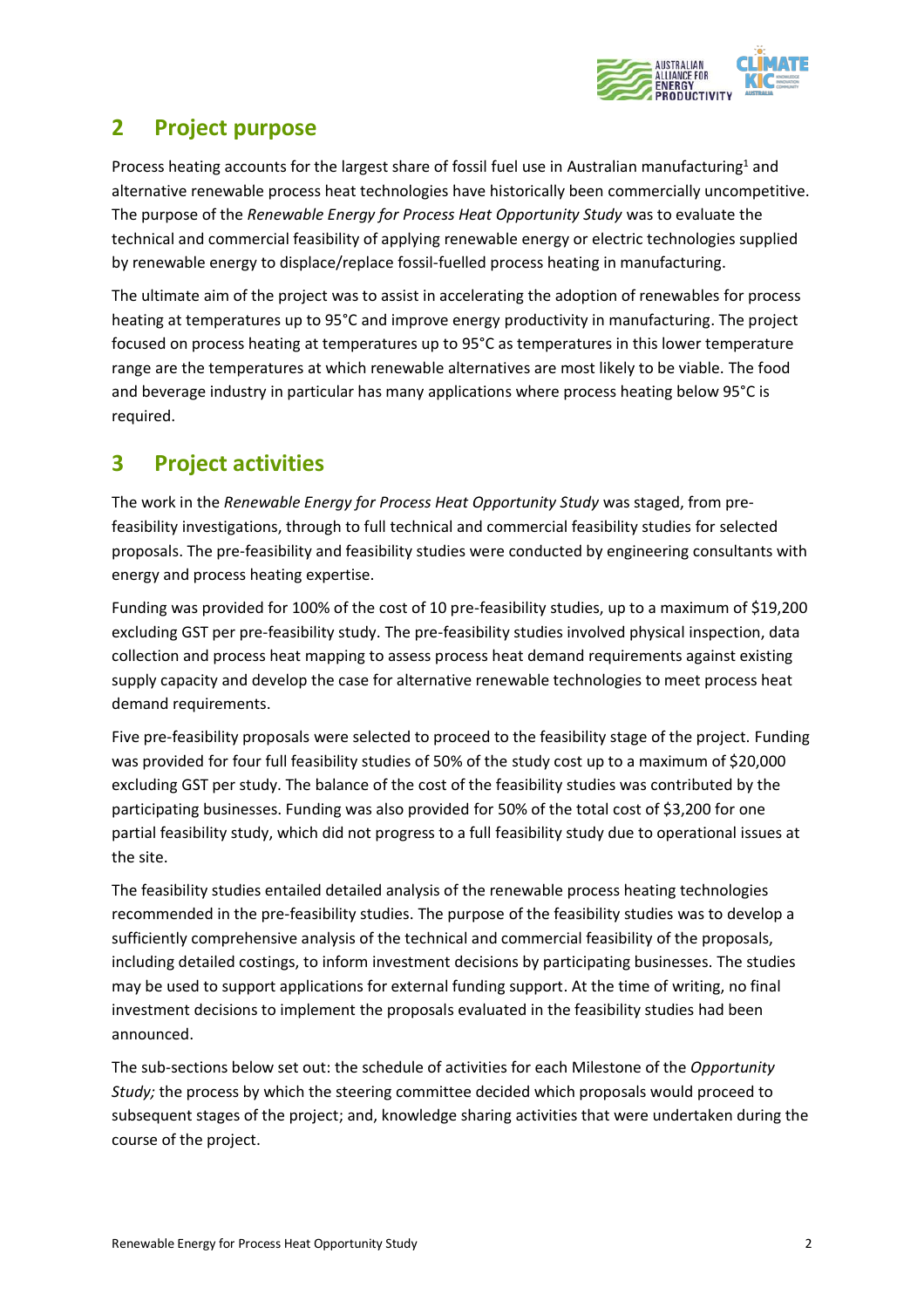## 2 Project purpose

Process heating accounts for the largest share of fossil fuel use in Australian manufacturing[1] and alternative renewable process heat technologies have historically been commercially uncompetitive. The purpose of the *Renewable Energy for Process Heat Opportunity Study* was to evaluate the technical and commercial feasibility of applying renewable energy or electric technologies supplied by renewable energy to displace/replace fossil-fuelled process heating in manufacturing.

The ultimate aim of the project was to assist in accelerating the adoption of renewables for process heating at temperatures up to 95°C and improve energy productivity in manufacturing. The project focused on process heating at temperatures up to 95°C as temperatures in this lower temperature range are the temperatures at which renewable alternatives are most likely to be viable. The food and beverage industry in particular has many applications where process heating below 95°C is required.

## 3 Project activities

The work in the *Renewable Energy for Process Heat Opportunity Study* was staged, from pre-feasibility investigations, through to full technical and commercial feasibility studies for selected proposals. The pre-feasibility and feasibility studies were conducted by engineering consultants with energy and process heating expertise.

Funding was provided for 100% of the cost of 10 pre-feasibility studies, up to a maximum of $19,200 excluding GST per pre-feasibility study. The pre-feasibility studies involved physical inspection, data collection and process heat mapping to assess process heat demand requirements against existing supply capacity and develop the case for alternative renewable technologies to meet process heat demand requirements.

Five pre-feasibility proposals were selected to proceed to the feasibility stage of the project. Funding was provided for four full feasibility studies of 50% of the study cost up to a maximum of $20,000 excluding GST per study. The balance of the cost of the feasibility studies was contributed by the participating businesses. Funding was also provided for 50% of the total cost of $3,200 for one partial feasibility study, which did not progress to a full feasibility study due to operational issues at the site.

The feasibility studies entailed detailed analysis of the renewable process heating technologies recommended in the pre-feasibility studies. The purpose of the feasibility studies was to develop a sufficiently comprehensive analysis of the technical and commercial feasibility of the proposals, including detailed costings, to inform investment decisions by participating businesses. The studies may be used to support applications for external funding support. At the time of writing, no final investment decisions to implement the proposals evaluated in the feasibility studies had been announced.

The sub-sections below set out: the schedule of activities for each Milestone of the *Opportunity Study;* the process by which the steering committee decided which proposals would proceed to subsequent stages of the project; and, knowledge sharing activities that were undertaken during the course of the project.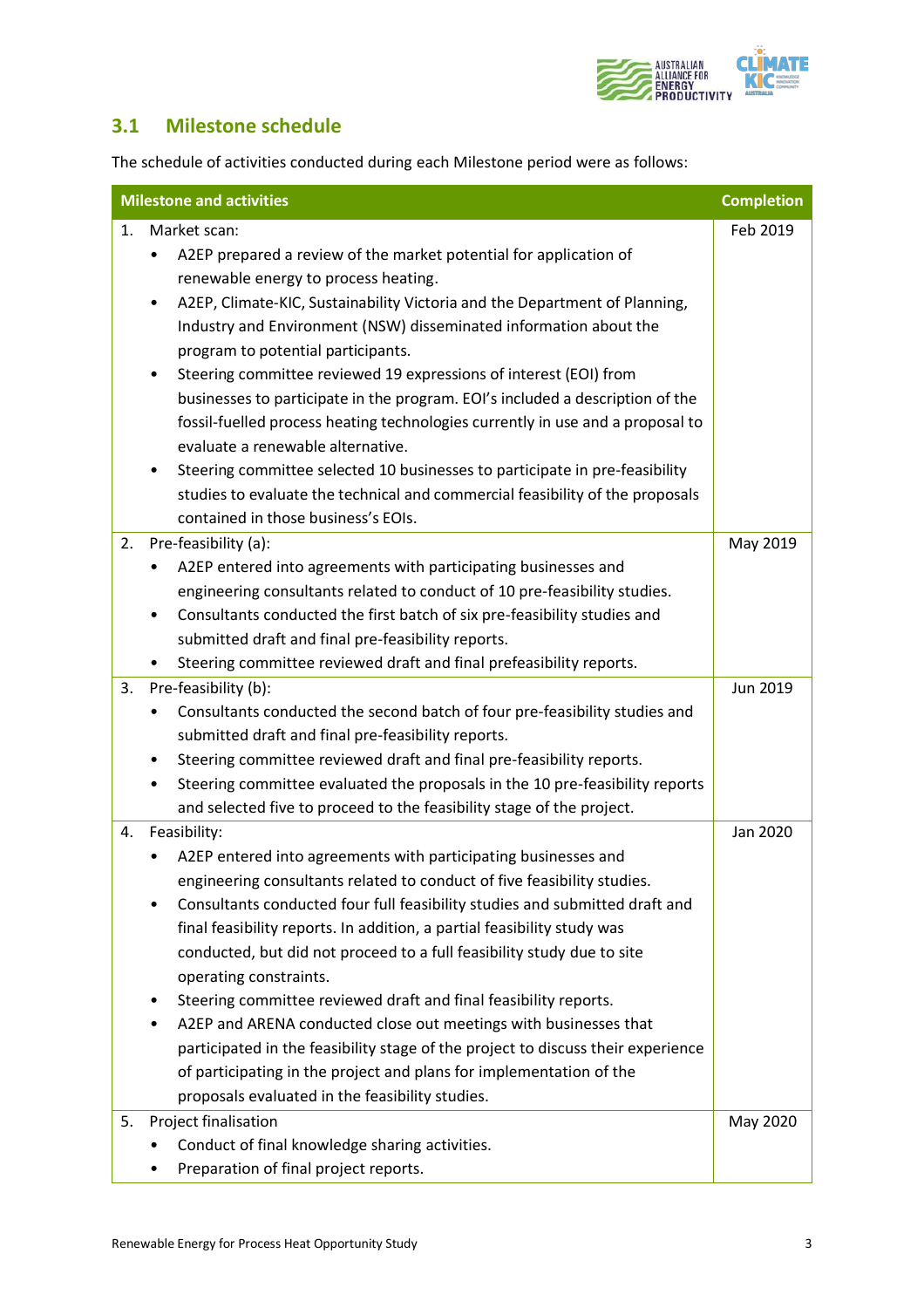## 3.1 Milestone schedule

The schedule of activities conducted during each Milestone period were as follows:

| Milestone and activities | Completion |
|---|---|
| 1. Market scan:<br>• A2EP prepared a review of the market potential for application of renewable energy to process heating.<br>• A2EP, Climate-KIC, Sustainability Victoria and the Department of Planning, Industry and Environment (NSW) disseminated information about the program to potential participants.<br>• Steering committee reviewed 19 expressions of interest (EOI) from businesses to participate in the program. EOI's included a description of the fossil-fuelled process heating technologies currently in use and a proposal to evaluate a renewable alternative.<br>• Steering committee selected 10 businesses to participate in pre-feasibility studies to evaluate the technical and commercial feasibility of the proposals contained in those business's EOIs. | Feb 2019 |
| 2. Pre-feasibility (a):<br>• A2EP entered into agreements with participating businesses and engineering consultants related to conduct of 10 pre-feasibility studies.<br>• Consultants conducted the first batch of six pre-feasibility studies and submitted draft and final pre-feasibility reports.<br>• Steering committee reviewed draft and final prefeasibility reports. | May 2019 |
| 3. Pre-feasibility (b):<br>• Consultants conducted the second batch of four pre-feasibility studies and submitted draft and final pre-feasibility reports.<br>• Steering committee reviewed draft and final pre-feasibility reports.<br>• Steering committee evaluated the proposals in the 10 pre-feasibility reports and selected five to proceed to the feasibility stage of the project. | Jun 2019 |
| 4. Feasibility:<br>• A2EP entered into agreements with participating businesses and engineering consultants related to conduct of five feasibility studies.<br>• Consultants conducted four full feasibility studies and submitted draft and final feasibility reports. In addition, a partial feasibility study was conducted, but did not proceed to a full feasibility study due to site operating constraints.<br>• Steering committee reviewed draft and final feasibility reports.<br>• A2EP and ARENA conducted close out meetings with businesses that participated in the feasibility stage of the project to discuss their experience of participating in the project and plans for implementation of the proposals evaluated in the feasibility studies. | Jan 2020 |
| 5. Project finalisation<br>• Conduct of final knowledge sharing activities.<br>• Preparation of final project reports. | May 2020 |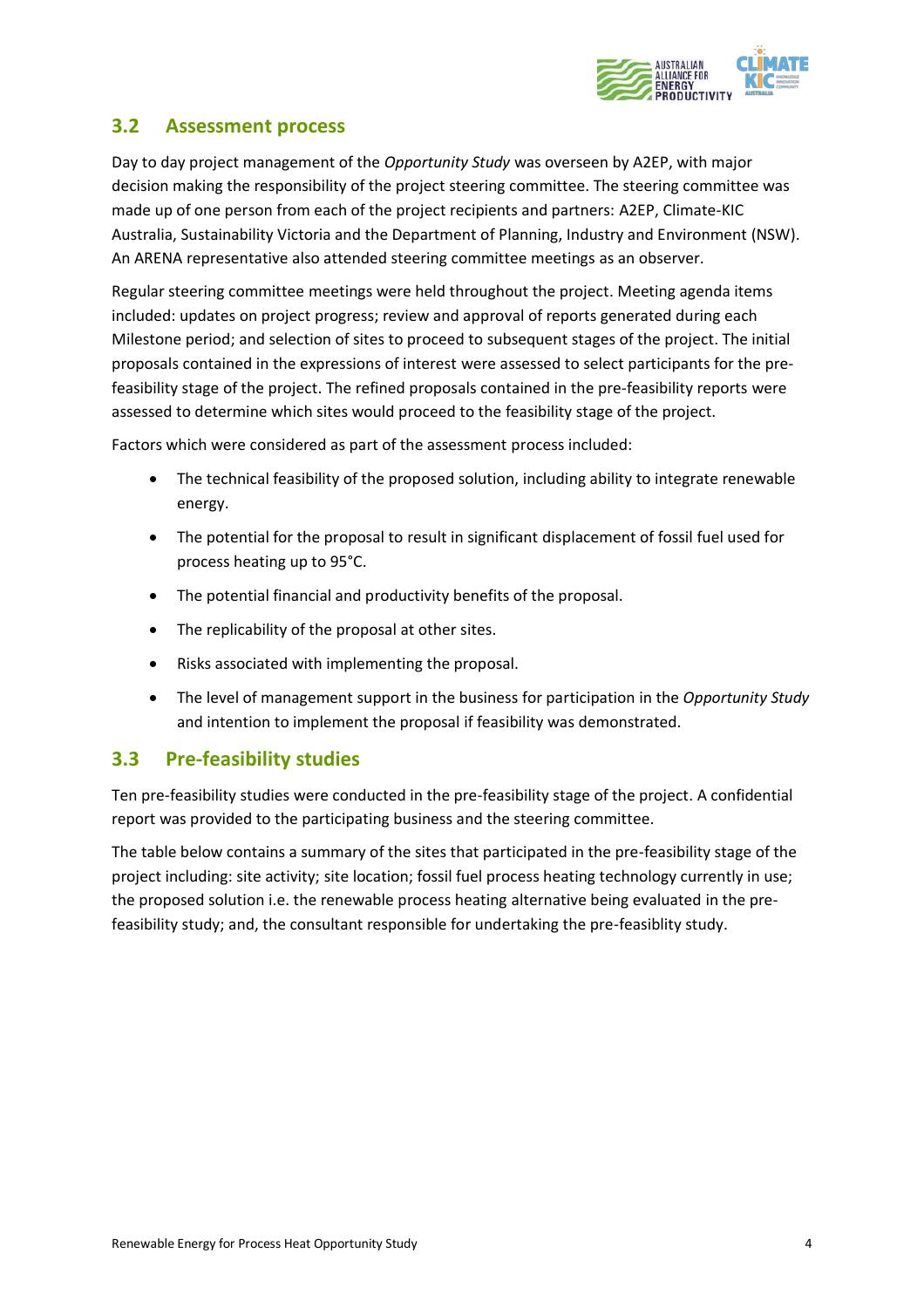## 3.2 Assessment process

Day to day project management of the *Opportunity Study* was overseen by A2EP, with major decision making the responsibility of the project steering committee. The steering committee was made up of one person from each of the project recipients and partners: A2EP, Climate-KIC Australia, Sustainability Victoria and the Department of Planning, Industry and Environment (NSW). An ARENA representative also attended steering committee meetings as an observer.

Regular steering committee meetings were held throughout the project. Meeting agenda items included: updates on project progress; review and approval of reports generated during each Milestone period; and selection of sites to proceed to subsequent stages of the project. The initial proposals contained in the expressions of interest were assessed to select participants for the pre-feasibility stage of the project. The refined proposals contained in the pre-feasibility reports were assessed to determine which sites would proceed to the feasibility stage of the project.

Factors which were considered as part of the assessment process included:

- The technical feasibility of the proposed solution, including ability to integrate renewable energy.
- The potential for the proposal to result in significant displacement of fossil fuel used for process heating up to 95°C.
- The potential financial and productivity benefits of the proposal.
- The replicability of the proposal at other sites.
- Risks associated with implementing the proposal.
- The level of management support in the business for participation in the *Opportunity Study* and intention to implement the proposal if feasibility was demonstrated.

## 3.3 Pre-feasibility studies

Ten pre-feasibility studies were conducted in the pre-feasibility stage of the project. A confidential report was provided to the participating business and the steering committee.

The table below contains a summary of the sites that participated in the pre-feasibility stage of the project including: site activity; site location; fossil fuel process heating technology currently in use; the proposed solution i.e. the renewable process heating alternative being evaluated in the pre-feasibility study; and, the consultant responsible for undertaking the pre-feasiblity study.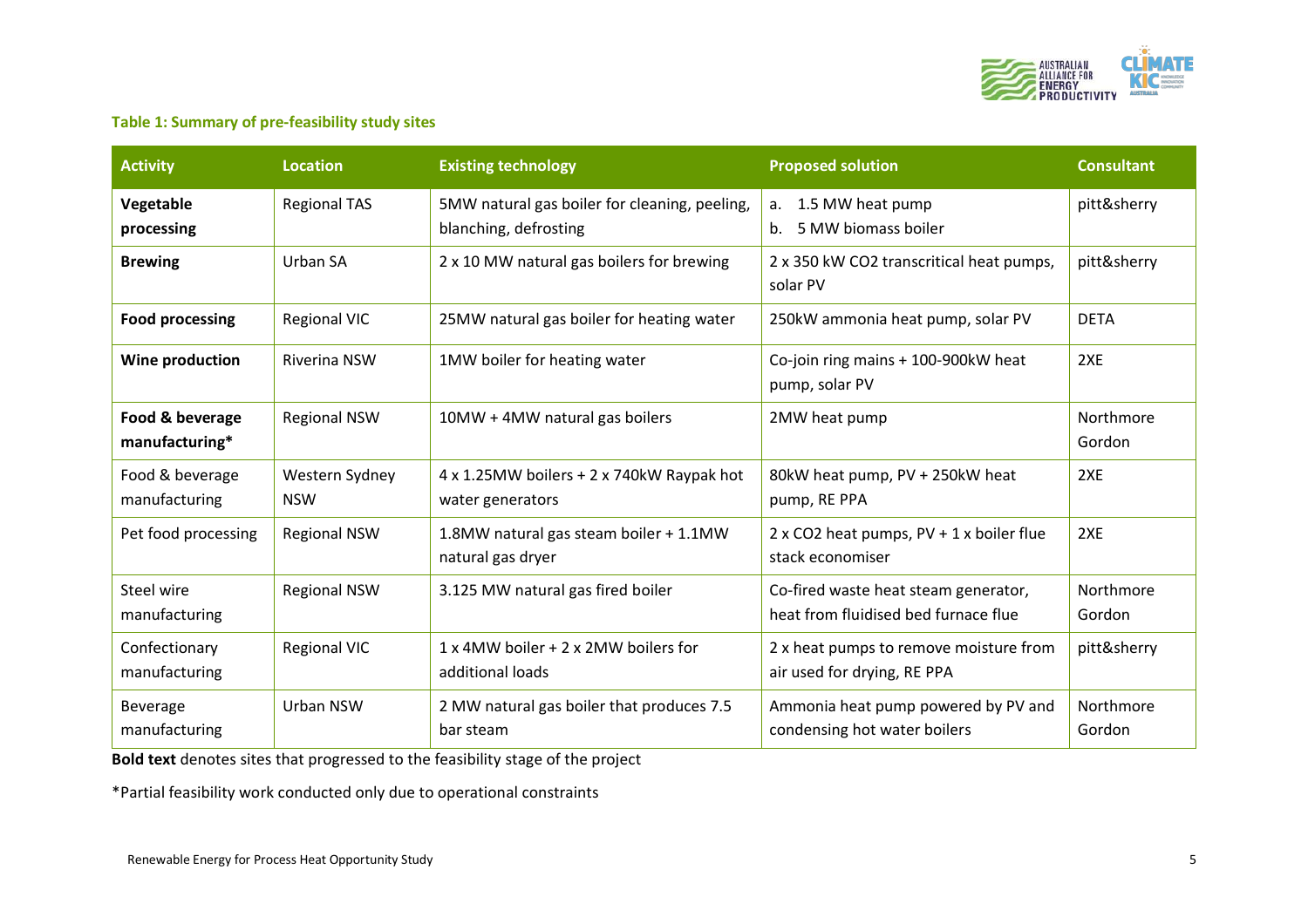**Table 1: Summary of pre-feasibility study sites**

| Activity | Location | Existing technology | Proposed solution | Consultant |
|---|---|---|---|---|
| **Vegetable processing** | Regional TAS | 5MW natural gas boiler for cleaning, peeling, blanching, defrosting | a. 1.5 MW heat pump<br>b. 5 MW biomass boiler | pitt&sherry |
| **Brewing** | Urban SA | 2 x 10 MW natural gas boilers for brewing | 2 x 350 kW $CO_2$ transcritical heat pumps, solar PV | pitt&sherry |
| **Food processing** | Regional VIC | 25MW natural gas boiler for heating water | 250kW ammonia heat pump, solar PV | DETA |
| **Wine production** | Riverina NSW | 1MW boiler for heating water | Co-join ring mains + 100-900kW heat pump, solar PV | 2XE |
| **Food & beverage manufacturing*** | Regional NSW | 10MW + 4MW natural gas boilers | 2MW heat pump | Northmore Gordon |
| Food & beverage manufacturing | Western Sydney NSW | 4 x 1.25MW boilers + 2 x 740kW Raypak hot water generators | 80kW heat pump, PV + 250kW heat pump, RE PPA | 2XE |
| Pet food processing | Regional NSW | 1.8MW natural gas steam boiler + 1.1MW natural gas dryer | 2 x $CO_2$ heat pumps, PV + 1 x boiler flue stack economiser | 2XE |
| Steel wire manufacturing | Regional NSW | 3.125 MW natural gas fired boiler | Co-fired waste heat steam generator, heat from fluidised bed furnace flue | Northmore Gordon |
| Confectionary manufacturing | Regional VIC | 1 x 4MW boiler + 2 x 2MW boilers for additional loads | 2 x heat pumps to remove moisture from air used for drying, RE PPA | pitt&sherry |
| Beverage manufacturing | Urban NSW | 2 MW natural gas boiler that produces 7.5 bar steam | Ammonia heat pump powered by PV and condensing hot water boilers | Northmore Gordon |

**Bold text** denotes sites that progressed to the feasibility stage of the project

*Partial feasibility work conducted only due to operational constraints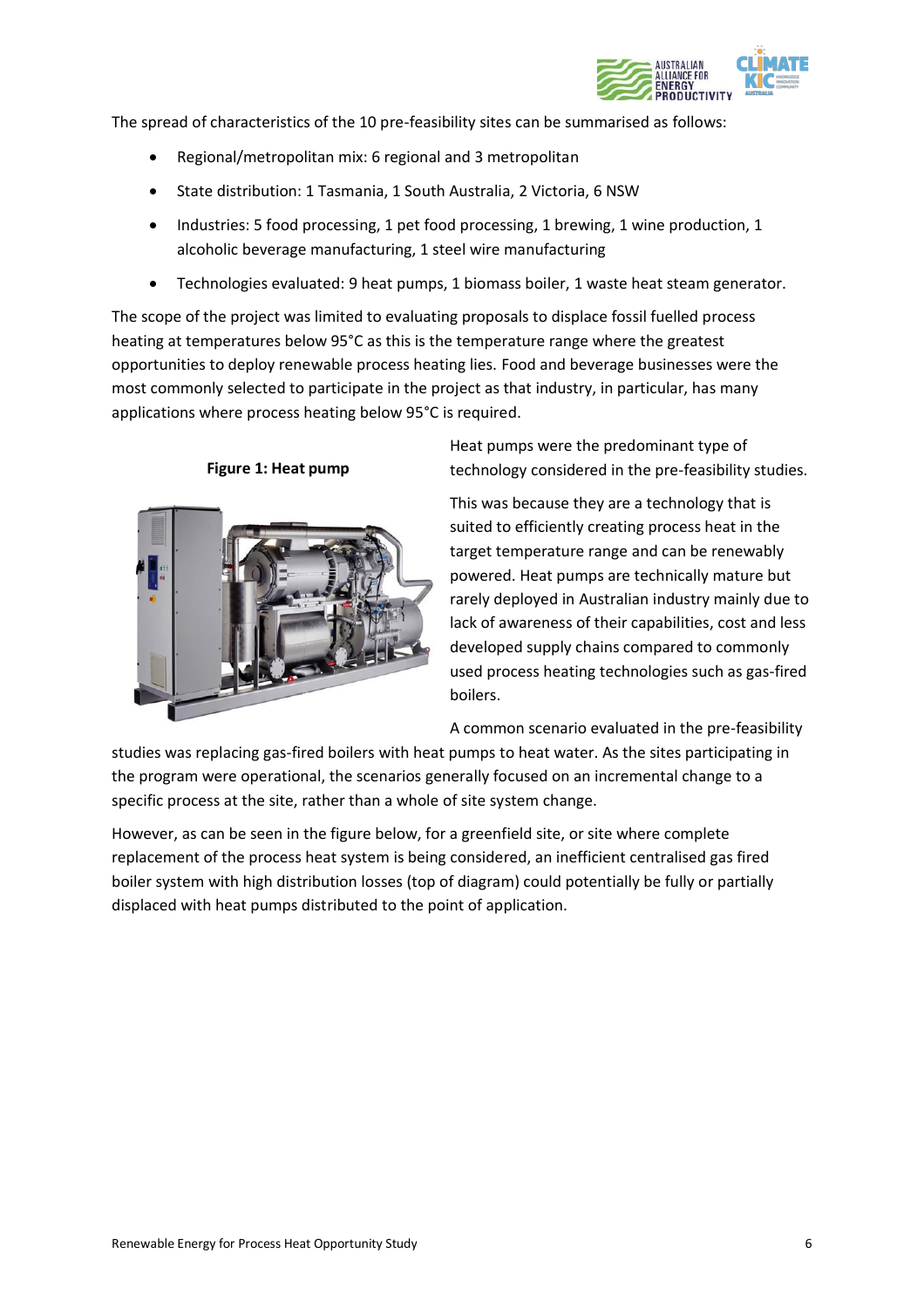The spread of characteristics of the 10 pre-feasibility sites can be summarised as follows:

- Regional/metropolitan mix: 6 regional and 3 metropolitan
- State distribution: 1 Tasmania, 1 South Australia, 2 Victoria, 6 NSW
- Industries: 5 food processing, 1 pet food processing, 1 brewing, 1 wine production, 1 alcoholic beverage manufacturing, 1 steel wire manufacturing
- Technologies evaluated: 9 heat pumps, 1 biomass boiler, 1 waste heat steam generator.

The scope of the project was limited to evaluating proposals to displace fossil fuelled process heating at temperatures below 95°C as this is the temperature range where the greatest opportunities to deploy renewable process heating lies. Food and beverage businesses were the most commonly selected to participate in the project as that industry, in particular, has many applications where process heating below 95°C is required.

**Figure 1: Heat pump**

Heat pumps were the predominant type of technology considered in the pre-feasibility studies.

This was because they are a technology that is suited to efficiently creating process heat in the target temperature range and can be renewably powered. Heat pumps are technically mature but rarely deployed in Australian industry mainly due to lack of awareness of their capabilities, cost and less developed supply chains compared to commonly used process heating technologies such as gas-fired boilers.

A common scenario evaluated in the pre-feasibility studies was replacing gas-fired boilers with heat pumps to heat water. As the sites participating in the program were operational, the scenarios generally focused on an incremental change to a specific process at the site, rather than a whole of site system change.

However, as can be seen in the figure below, for a greenfield site, or site where complete replacement of the process heat system is being considered, an inefficient centralised gas fired boiler system with high distribution losses (top of diagram) could potentially be fully or partially displaced with heat pumps distributed to the point of application.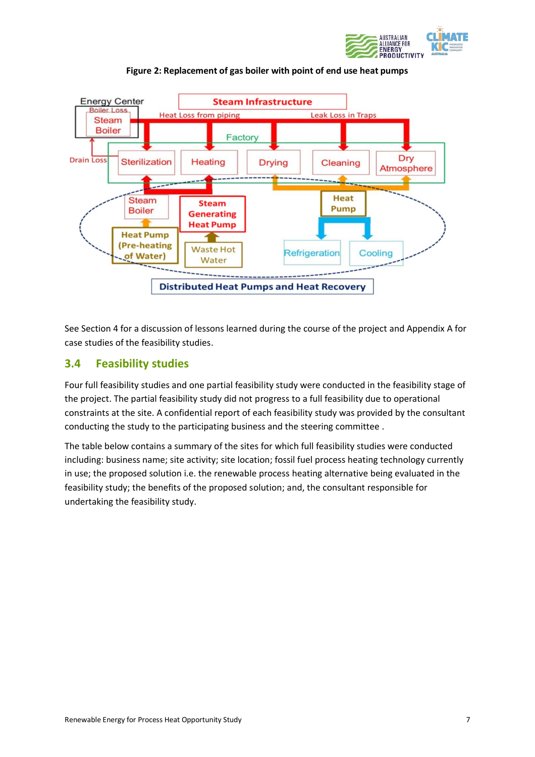**Figure 2: Replacement of gas boiler with point of end use heat pumps**

See Section 4 for a discussion of lessons learned during the course of the project and Appendix A for case studies of the feasibility studies.

## 3.4 Feasibility studies

Four full feasibility studies and one partial feasibility study were conducted in the feasibility stage of the project. The partial feasibility study did not progress to a full feasibility due to operational constraints at the site. A confidential report of each feasibility study was provided by the consultant conducting the study to the participating business and the steering committee .

The table below contains a summary of the sites for which full feasibility studies were conducted including: business name; site activity; site location; fossil fuel process heating technology currently in use; the proposed solution i.e. the renewable process heating alternative being evaluated in the feasibility study; the benefits of the proposed solution; and, the consultant responsible for undertaking the feasibility study.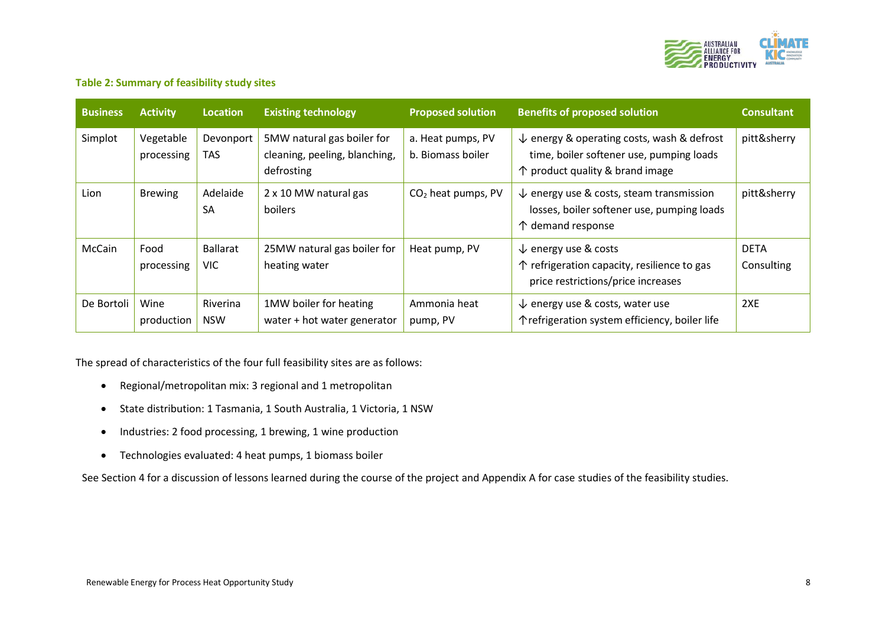**Table 2: Summary of feasibility study sites**

| Business | Activity | Location | Existing technology | Proposed solution | Benefits of proposed solution | Consultant |
|---|---|---|---|---|---|---|
| Simplot | Vegetable processing | Devonport TAS | 5MW natural gas boiler for cleaning, peeling, blanching, defrosting | a. Heat pumps, PV<br>b. Biomass boiler | ↓ energy & operating costs, wash & defrost time, boiler softener use, pumping loads<br>↑ product quality & brand image | pitt&sherry |
| Lion | Brewing | Adelaide SA | 2 x 10 MW natural gas boilers | $CO_2$ heat pumps, PV | ↓ energy use & costs, steam transmission losses, boiler softener use, pumping loads<br>↑ demand response | pitt&sherry |
| McCain | Food processing | Ballarat VIC | 25MW natural gas boiler for heating water | Heat pump, PV | ↓ energy use & costs<br>↑ refrigeration capacity, resilience to gas price restrictions/price increases | DETA Consulting |
| De Bortoli | Wine production | Riverina NSW | 1MW boiler for heating water + hot water generator | Ammonia heat pump, PV | ↓ energy use & costs, water use<br>↑refrigeration system efficiency, boiler life | 2XE |

The spread of characteristics of the four full feasibility sites are as follows:

- Regional/metropolitan mix: 3 regional and 1 metropolitan
- State distribution: 1 Tasmania, 1 South Australia, 1 Victoria, 1 NSW
- Industries: 2 food processing, 1 brewing, 1 wine production
- Technologies evaluated: 4 heat pumps, 1 biomass boiler

See Section 4 for a discussion of lessons learned during the course of the project and Appendix A for case studies of the feasibility studies.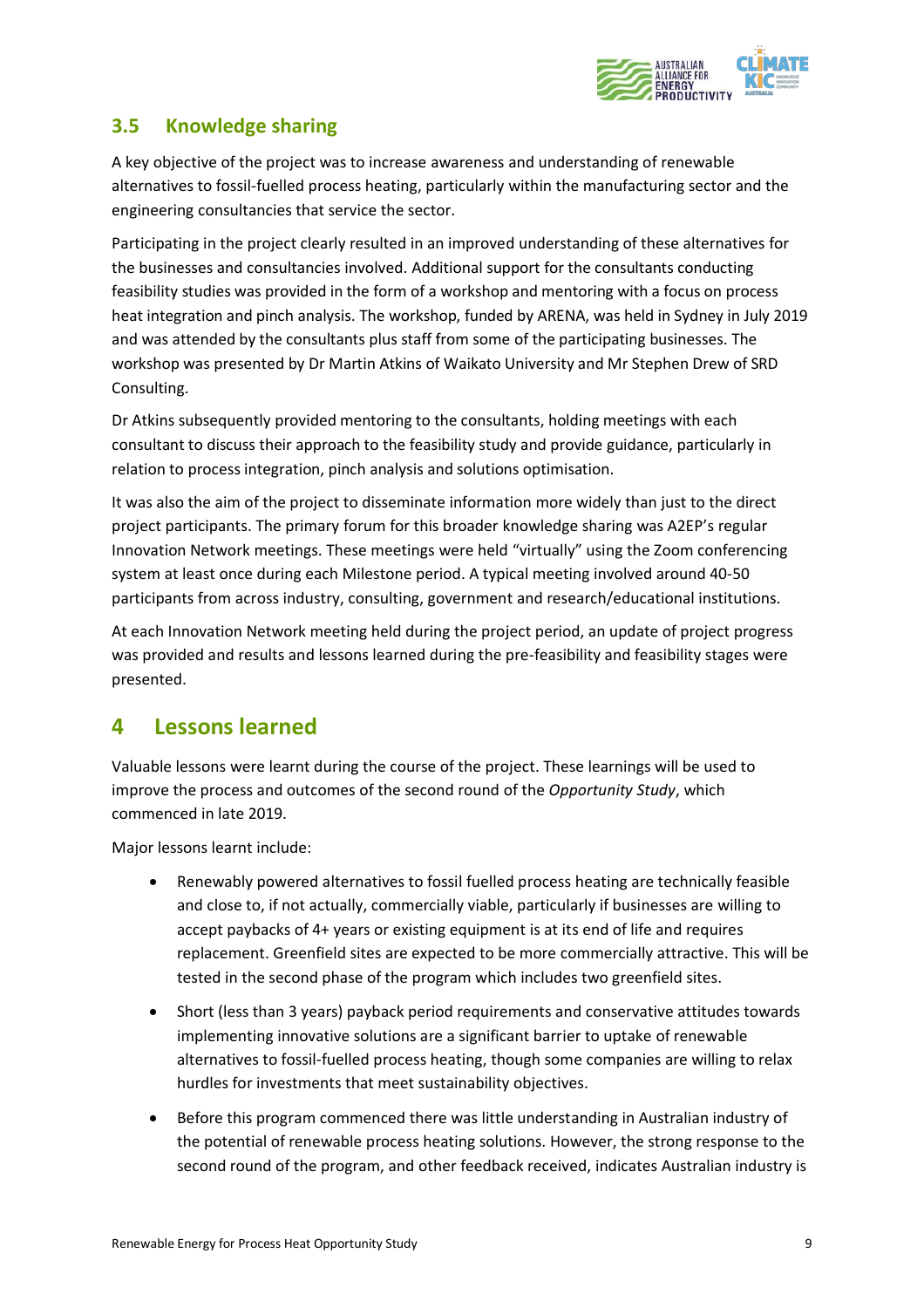## 3.5 Knowledge sharing

A key objective of the project was to increase awareness and understanding of renewable alternatives to fossil-fuelled process heating, particularly within the manufacturing sector and the engineering consultancies that service the sector.

Participating in the project clearly resulted in an improved understanding of these alternatives for the businesses and consultancies involved. Additional support for the consultants conducting feasibility studies was provided in the form of a workshop and mentoring with a focus on process heat integration and pinch analysis. The workshop, funded by ARENA, was held in Sydney in July 2019 and was attended by the consultants plus staff from some of the participating businesses. The workshop was presented by Dr Martin Atkins of Waikato University and Mr Stephen Drew of SRD Consulting.

Dr Atkins subsequently provided mentoring to the consultants, holding meetings with each consultant to discuss their approach to the feasibility study and provide guidance, particularly in relation to process integration, pinch analysis and solutions optimisation.

It was also the aim of the project to disseminate information more widely than just to the direct project participants. The primary forum for this broader knowledge sharing was A2EP's regular Innovation Network meetings. These meetings were held "virtually" using the Zoom conferencing system at least once during each Milestone period. A typical meeting involved around 40-50 participants from across industry, consulting, government and research/educational institutions.

At each Innovation Network meeting held during the project period, an update of project progress was provided and results and lessons learned during the pre-feasibility and feasibility stages were presented.

# 4 Lessons learned

Valuable lessons were learnt during the course of the project. These learnings will be used to improve the process and outcomes of the second round of the *Opportunity Study*, which commenced in late 2019.

Major lessons learnt include:

- Renewably powered alternatives to fossil fuelled process heating are technically feasible and close to, if not actually, commercially viable, particularly if businesses are willing to accept paybacks of 4+ years or existing equipment is at its end of life and requires replacement. Greenfield sites are expected to be more commercially attractive. This will be tested in the second phase of the program which includes two greenfield sites.
- Short (less than 3 years) payback period requirements and conservative attitudes towards implementing innovative solutions are a significant barrier to uptake of renewable alternatives to fossil-fuelled process heating, though some companies are willing to relax hurdles for investments that meet sustainability objectives.
- Before this program commenced there was little understanding in Australian industry of the potential of renewable process heating solutions. However, the strong response to the second round of the program, and other feedback received, indicates Australian industry is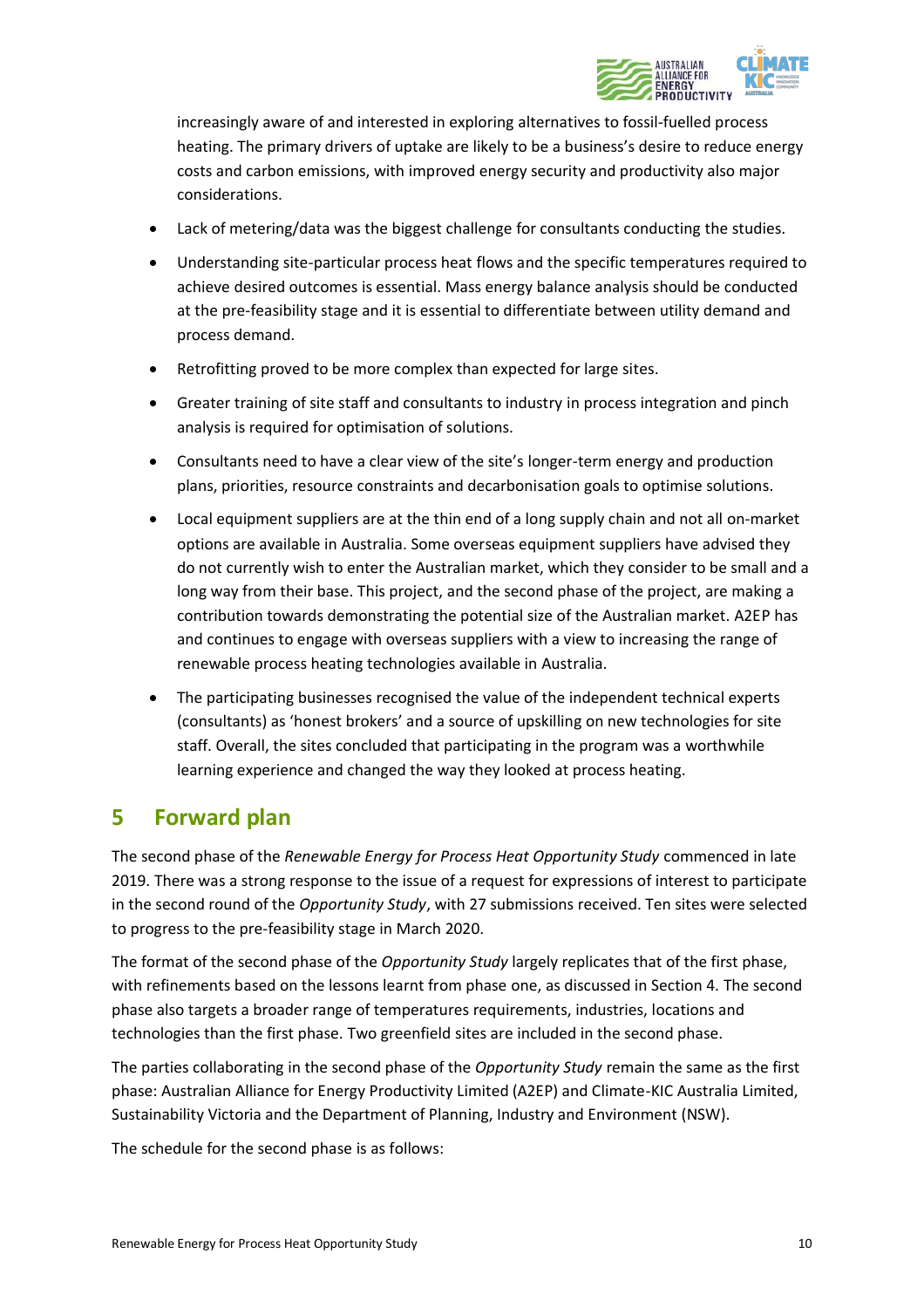increasingly aware of and interested in exploring alternatives to fossil-fuelled process heating. The primary drivers of uptake are likely to be a business's desire to reduce energy costs and carbon emissions, with improved energy security and productivity also major considerations.

- Lack of metering/data was the biggest challenge for consultants conducting the studies.
- Understanding site-particular process heat flows and the specific temperatures required to achieve desired outcomes is essential. Mass energy balance analysis should be conducted at the pre-feasibility stage and it is essential to differentiate between utility demand and process demand.
- Retrofitting proved to be more complex than expected for large sites.
- Greater training of site staff and consultants to industry in process integration and pinch analysis is required for optimisation of solutions.
- Consultants need to have a clear view of the site's longer-term energy and production plans, priorities, resource constraints and decarbonisation goals to optimise solutions.
- Local equipment suppliers are at the thin end of a long supply chain and not all on-market options are available in Australia. Some overseas equipment suppliers have advised they do not currently wish to enter the Australian market, which they consider to be small and a long way from their base. This project, and the second phase of the project, are making a contribution towards demonstrating the potential size of the Australian market. A2EP has and continues to engage with overseas suppliers with a view to increasing the range of renewable process heating technologies available in Australia.
- The participating businesses recognised the value of the independent technical experts (consultants) as 'honest brokers' and a source of upskilling on new technologies for site staff. Overall, the sites concluded that participating in the program was a worthwhile learning experience and changed the way they looked at process heating.

# 5 Forward plan

The second phase of the *Renewable Energy for Process Heat Opportunity Study* commenced in late 2019. There was a strong response to the issue of a request for expressions of interest to participate in the second round of the *Opportunity Study*, with 27 submissions received. Ten sites were selected to progress to the pre-feasibility stage in March 2020.

The format of the second phase of the *Opportunity Study* largely replicates that of the first phase, with refinements based on the lessons learnt from phase one, as discussed in Section 4. The second phase also targets a broader range of temperatures requirements, industries, locations and technologies than the first phase. Two greenfield sites are included in the second phase.

The parties collaborating in the second phase of the *Opportunity Study* remain the same as the first phase: Australian Alliance for Energy Productivity Limited (A2EP) and Climate-KIC Australia Limited, Sustainability Victoria and the Department of Planning, Industry and Environment (NSW).

The schedule for the second phase is as follows: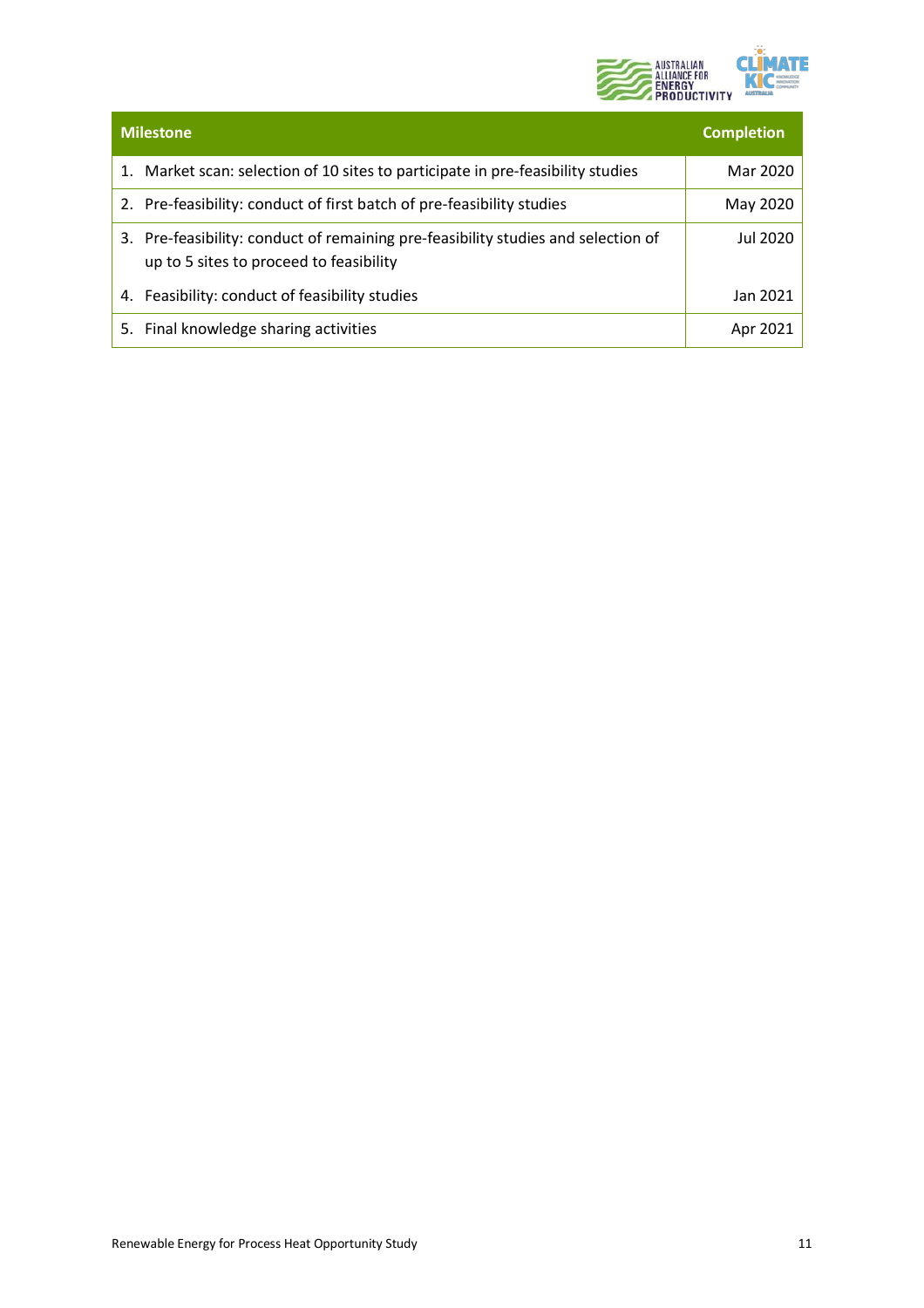| Milestone | Completion |
|---|---|
| 1. Market scan: selection of 10 sites to participate in pre-feasibility studies | Mar 2020 |
| 2. Pre-feasibility: conduct of first batch of pre-feasibility studies | May 2020 |
| 3. Pre-feasibility: conduct of remaining pre-feasibility studies and selection of up to 5 sites to proceed to feasibility | Jul 2020 |
| 4. Feasibility: conduct of feasibility studies | Jan 2021 |
| 5. Final knowledge sharing activities | Apr 2021 |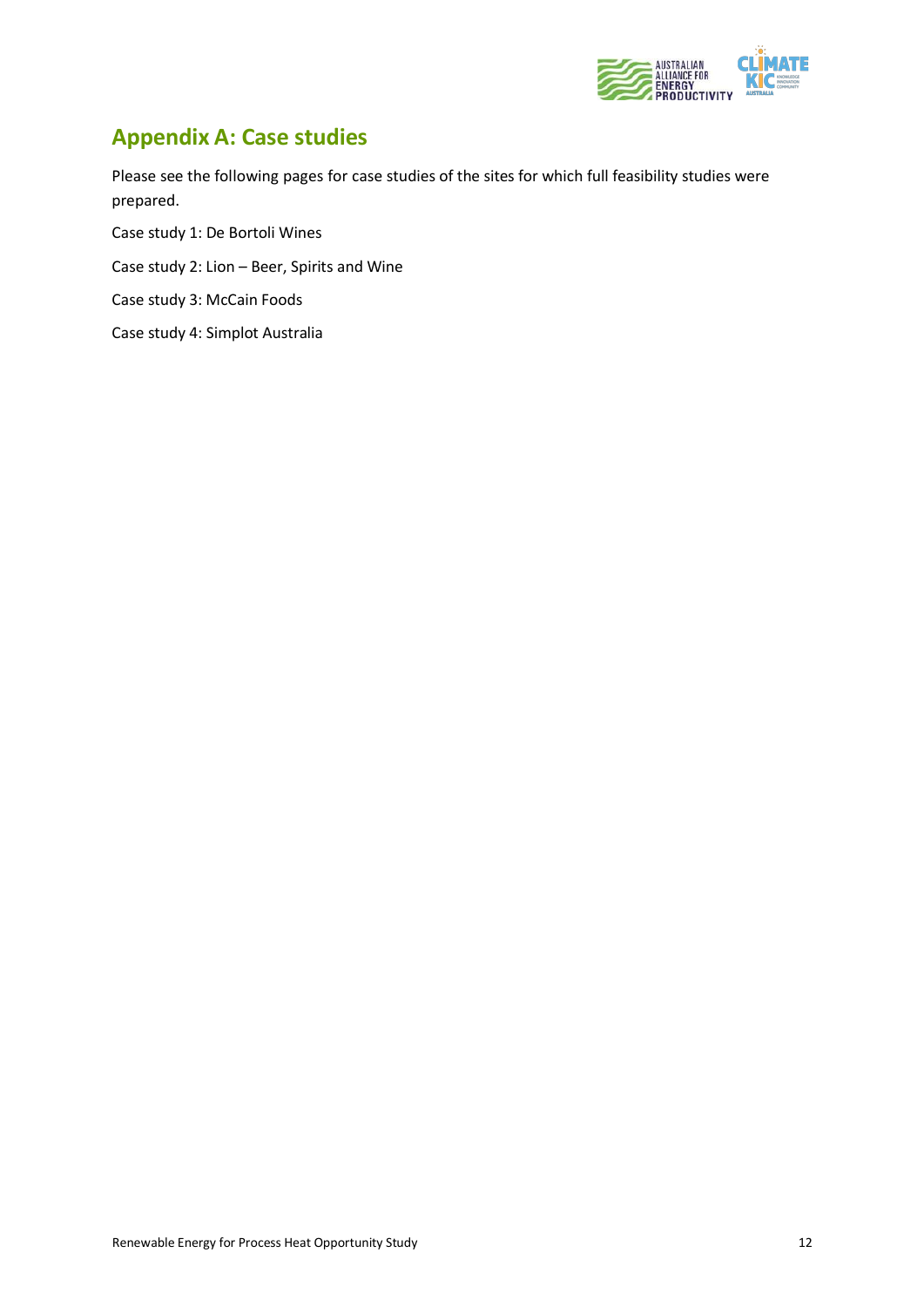## Appendix A: Case studies

Please see the following pages for case studies of the sites for which full feasibility studies were prepared.

Case study 1: De Bortoli Wines

Case study 2: Lion – Beer, Spirits and Wine

Case study 3: McCain Foods

Case study 4: Simplot Australia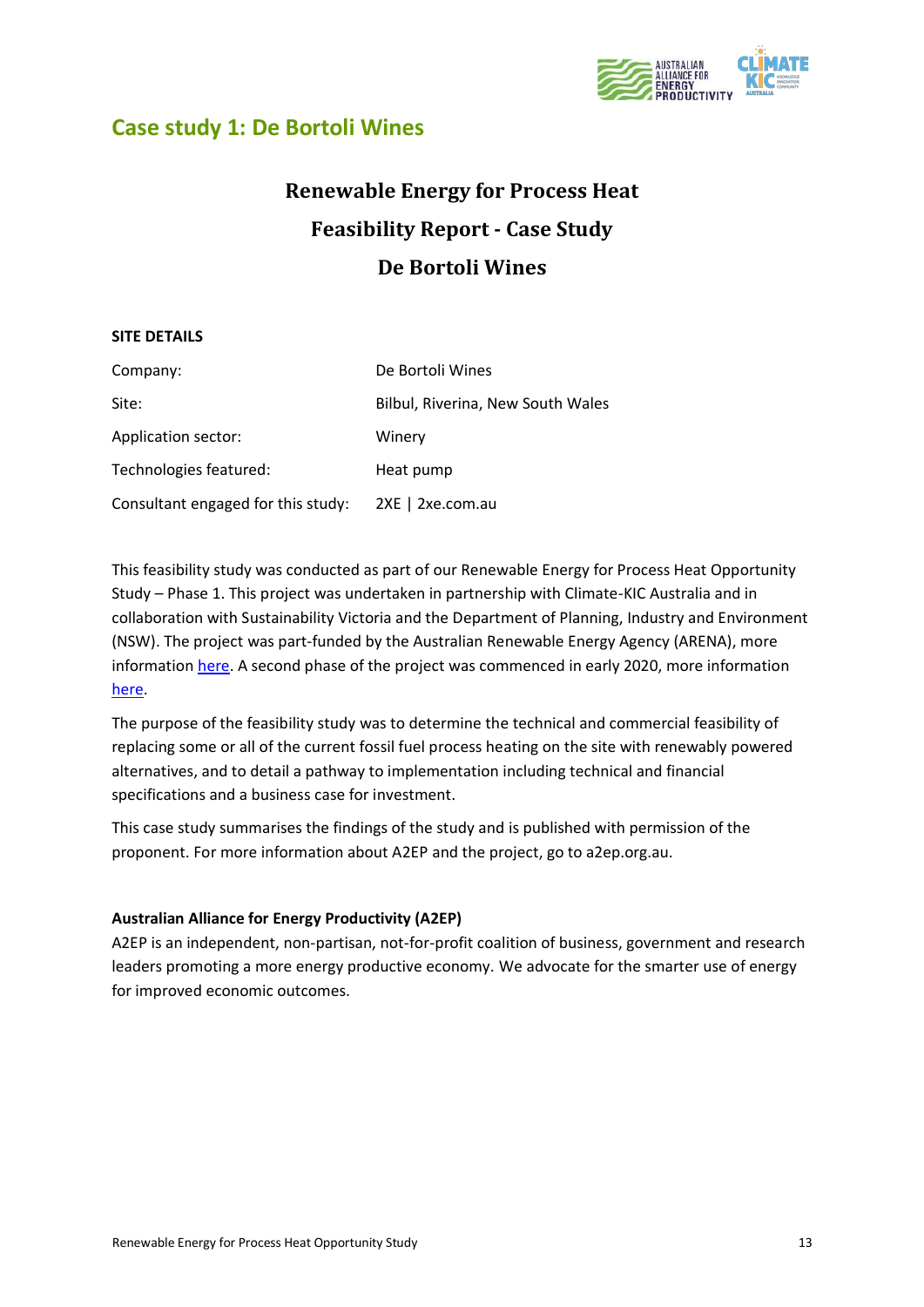## Case study 1: De Bortoli Wines

# Renewable Energy for Process Heat
# Feasibility Report - Case Study
# De Bortoli Wines

**SITE DETAILS**

| | |
|---|---|
| Company: | De Bortoli Wines |
| Site: | Bilbul, Riverina, New South Wales |
| Application sector: | Winery |
| Technologies featured: | Heat pump |
| Consultant engaged for this study: | 2XE \| 2xe.com.au |

This feasibility study was conducted as part of our Renewable Energy for Process Heat Opportunity Study – Phase 1. This project was undertaken in partnership with Climate-KIC Australia and in collaboration with Sustainability Victoria and the Department of Planning, Industry and Environment (NSW). The project was part-funded by the Australian Renewable Energy Agency (ARENA), more information here. A second phase of the project was commenced in early 2020, more information here.

The purpose of the feasibility study was to determine the technical and commercial feasibility of replacing some or all of the current fossil fuel process heating on the site with renewably powered alternatives, and to detail a pathway to implementation including technical and financial specifications and a business case for investment.

This case study summarises the findings of the study and is published with permission of the proponent. For more information about A2EP and the project, go to a2ep.org.au.

**Australian Alliance for Energy Productivity (A2EP)**

A2EP is an independent, non-partisan, not-for-profit coalition of business, government and research leaders promoting a more energy productive economy. We advocate for the smarter use of energy for improved economic outcomes.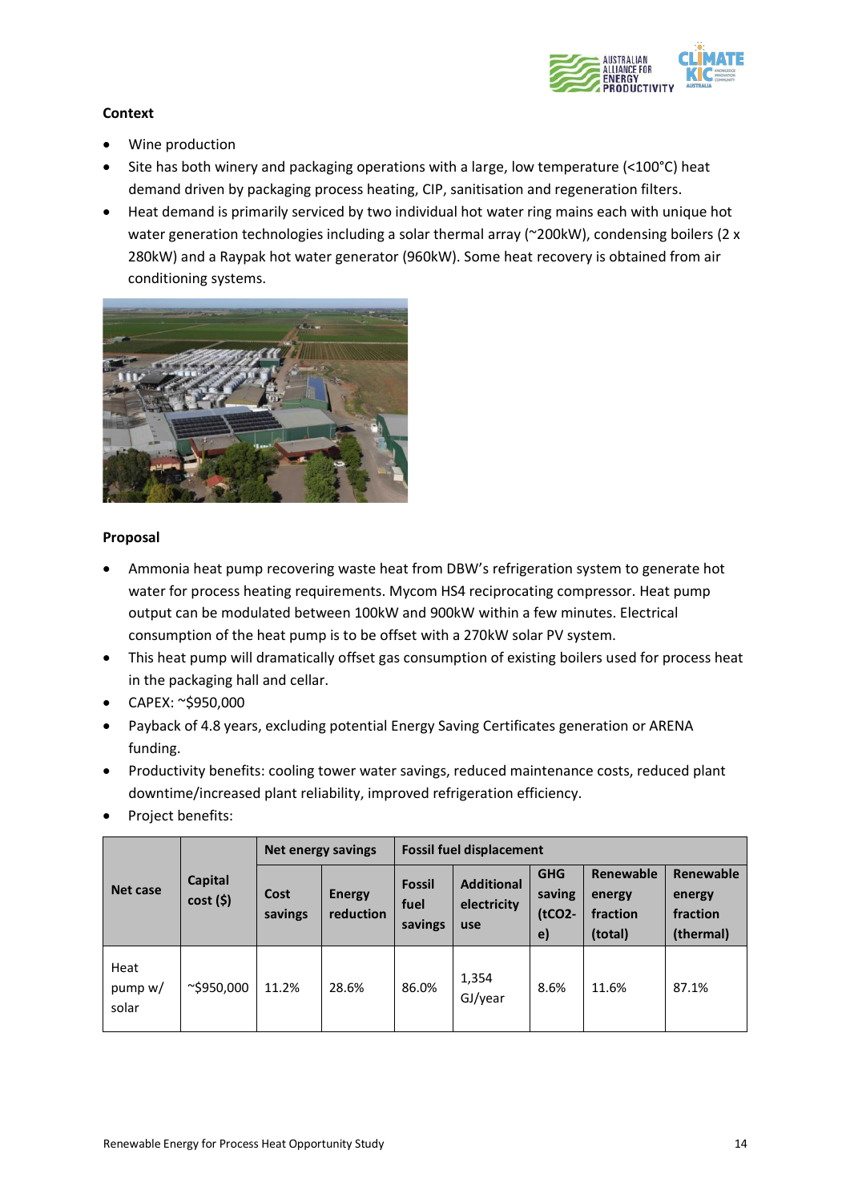**Context**

- Wine production
- Site has both winery and packaging operations with a large, low temperature (<100°C) heat demand driven by packaging process heating, CIP, sanitisation and regeneration filters.
- Heat demand is primarily serviced by two individual hot water ring mains each with unique hot water generation technologies including a solar thermal array (~200kW), condensing boilers (2 x 280kW) and a Raypak hot water generator (960kW). Some heat recovery is obtained from air conditioning systems.

**Proposal**

- Ammonia heat pump recovering waste heat from DBW's refrigeration system to generate hot water for process heating requirements. Mycom HS4 reciprocating compressor. Heat pump output can be modulated between 100kW and 900kW within a few minutes. Electrical consumption of the heat pump is to be offset with a 270kW solar PV system.
- This heat pump will dramatically offset gas consumption of existing boilers used for process heat in the packaging hall and cellar.
- CAPEX: ~$950,000
- Payback of 4.8 years, excluding potential Energy Saving Certificates generation or ARENA funding.
- Productivity benefits: cooling tower water savings, reduced maintenance costs, reduced plant downtime/increased plant reliability, improved refrigeration efficiency.
- Project benefits:

| Net case | Capital cost ($) | Net energy savings | | Fossil fuel displacement | | | | |
|---|---|---|---|---|---|---|---|---|
| | | Cost savings | Energy reduction | Fossil fuel savings | Additional electricity use | GHG saving ($tCO_2$-e) | Renewable energy fraction (total) | Renewable energy fraction (thermal) |
| Heat pump w/ solar | ~$950,000 | 11.2% | 28.6% | 86.0% | 1,354 GJ/year | 8.6% | 11.6% | 87.1% |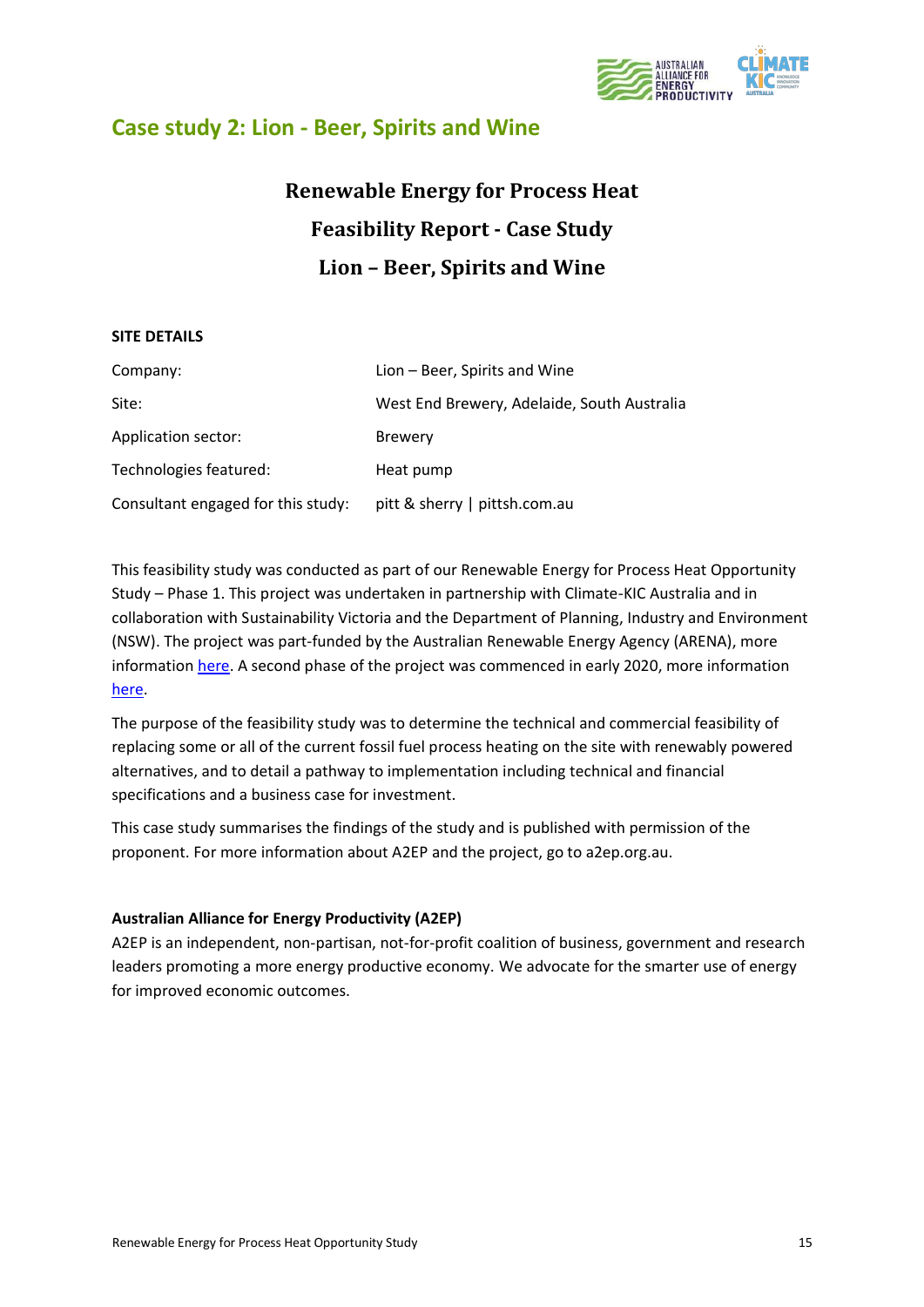## Case study 2: Lion - Beer, Spirits and Wine

# Renewable Energy for Process Heat Feasibility Report - Case Study Lion – Beer, Spirits and Wine

**SITE DETAILS**

| | |
|---|---|
| Company: | Lion – Beer, Spirits and Wine |
| Site: | West End Brewery, Adelaide, South Australia |
| Application sector: | Brewery |
| Technologies featured: | Heat pump |
| Consultant engaged for this study: | pitt & sherry \| pittsh.com.au |

This feasibility study was conducted as part of our Renewable Energy for Process Heat Opportunity Study – Phase 1. This project was undertaken in partnership with Climate-KIC Australia and in collaboration with Sustainability Victoria and the Department of Planning, Industry and Environment (NSW). The project was part-funded by the Australian Renewable Energy Agency (ARENA), more information here. A second phase of the project was commenced in early 2020, more information here.

The purpose of the feasibility study was to determine the technical and commercial feasibility of replacing some or all of the current fossil fuel process heating on the site with renewably powered alternatives, and to detail a pathway to implementation including technical and financial specifications and a business case for investment.

This case study summarises the findings of the study and is published with permission of the proponent. For more information about A2EP and the project, go to a2ep.org.au.

**Australian Alliance for Energy Productivity (A2EP)**

A2EP is an independent, non-partisan, not-for-profit coalition of business, government and research leaders promoting a more energy productive economy. We advocate for the smarter use of energy for improved economic outcomes.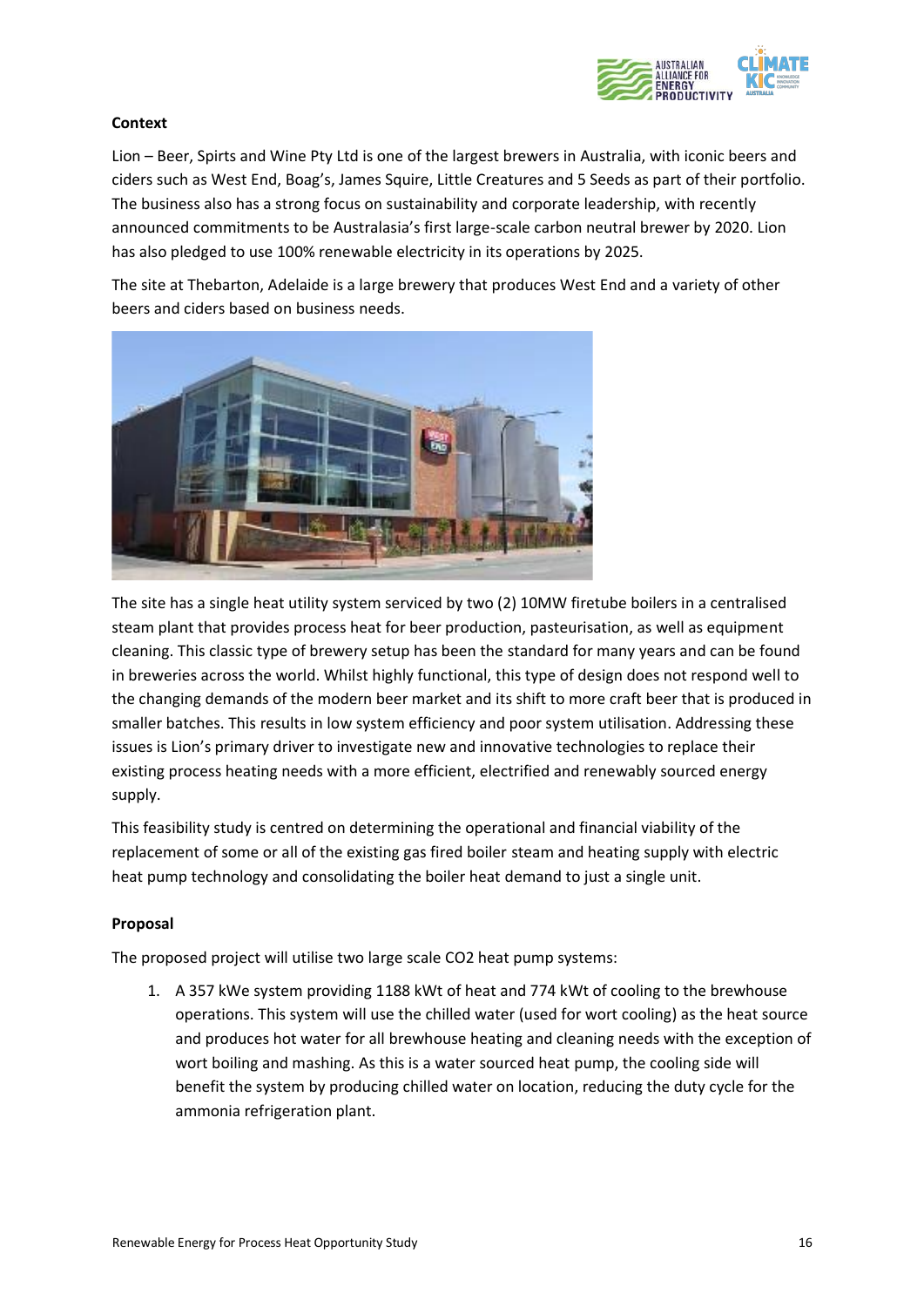**Context**

Lion – Beer, Spirts and Wine Pty Ltd is one of the largest brewers in Australia, with iconic beers and ciders such as West End, Boag's, James Squire, Little Creatures and 5 Seeds as part of their portfolio. The business also has a strong focus on sustainability and corporate leadership, with recently announced commitments to be Australasia's first large-scale carbon neutral brewer by 2020. Lion has also pledged to use 100% renewable electricity in its operations by 2025.

The site at Thebarton, Adelaide is a large brewery that produces West End and a variety of other beers and ciders based on business needs.

The site has a single heat utility system serviced by two (2) 10MW firetube boilers in a centralised steam plant that provides process heat for beer production, pasteurisation, as well as equipment cleaning. This classic type of brewery setup has been the standard for many years and can be found in breweries across the world. Whilst highly functional, this type of design does not respond well to the changing demands of the modern beer market and its shift to more craft beer that is produced in smaller batches. This results in low system efficiency and poor system utilisation. Addressing these issues is Lion's primary driver to investigate new and innovative technologies to replace their existing process heating needs with a more efficient, electrified and renewably sourced energy supply.

This feasibility study is centred on determining the operational and financial viability of the replacement of some or all of the existing gas fired boiler steam and heating supply with electric heat pump technology and consolidating the boiler heat demand to just a single unit.

**Proposal**

The proposed project will utilise two large scale $CO_2$ heat pump systems:

1. A 357 kWe system providing 1188 kWt of heat and 774 kWt of cooling to the brewhouse operations. This system will use the chilled water (used for wort cooling) as the heat source and produces hot water for all brewhouse heating and cleaning needs with the exception of wort boiling and mashing. As this is a water sourced heat pump, the cooling side will benefit the system by producing chilled water on location, reducing the duty cycle for the ammonia refrigeration plant.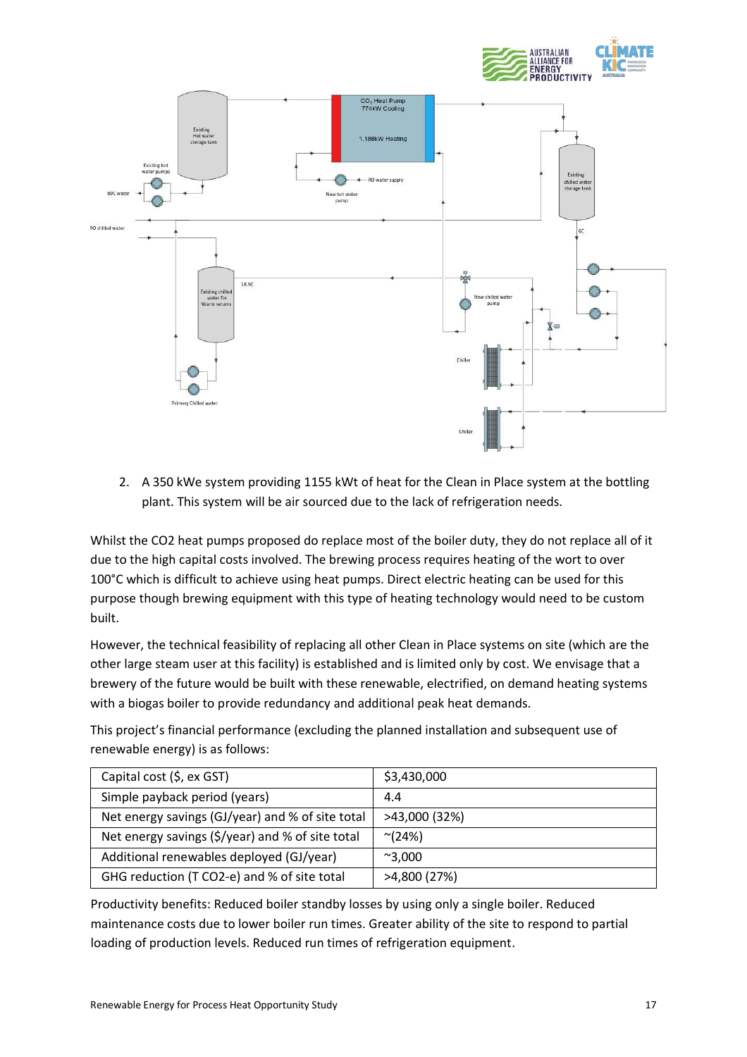2. A 350 kWe system providing 1155 kWt of heat for the Clean in Place system at the bottling plant. This system will be air sourced due to the lack of refrigeration needs.

Whilst the CO2 heat pumps proposed do replace most of the boiler duty, they do not replace all of it due to the high capital costs involved. The brewing process requires heating of the wort to over 100°C which is difficult to achieve using heat pumps. Direct electric heating can be used for this purpose though brewing equipment with this type of heating technology would need to be custom built.

However, the technical feasibility of replacing all other Clean in Place systems on site (which are the other large steam user at this facility) is established and is limited only by cost. We envisage that a brewery of the future would be built with these renewable, electrified, on demand heating systems with a biogas boiler to provide redundancy and additional peak heat demands.

This project's financial performance (excluding the planned installation and subsequent use of renewable energy) is as follows:

| Capital cost ($, ex GST) | $3,430,000 |
|---|---|
| Simple payback period (years) | 4.4 |
| Net energy savings (GJ/year) and % of site total | >43,000 (32%) |
| Net energy savings ($/year) and % of site total | ~(24%) |
| Additional renewables deployed (GJ/year) | ~3,000 |
| GHG reduction (T CO2-e) and % of site total | >4,800 (27%) |

Productivity benefits: Reduced boiler standby losses by using only a single boiler. Reduced maintenance costs due to lower boiler run times. Greater ability of the site to respond to partial loading of production levels. Reduced run times of refrigeration equipment.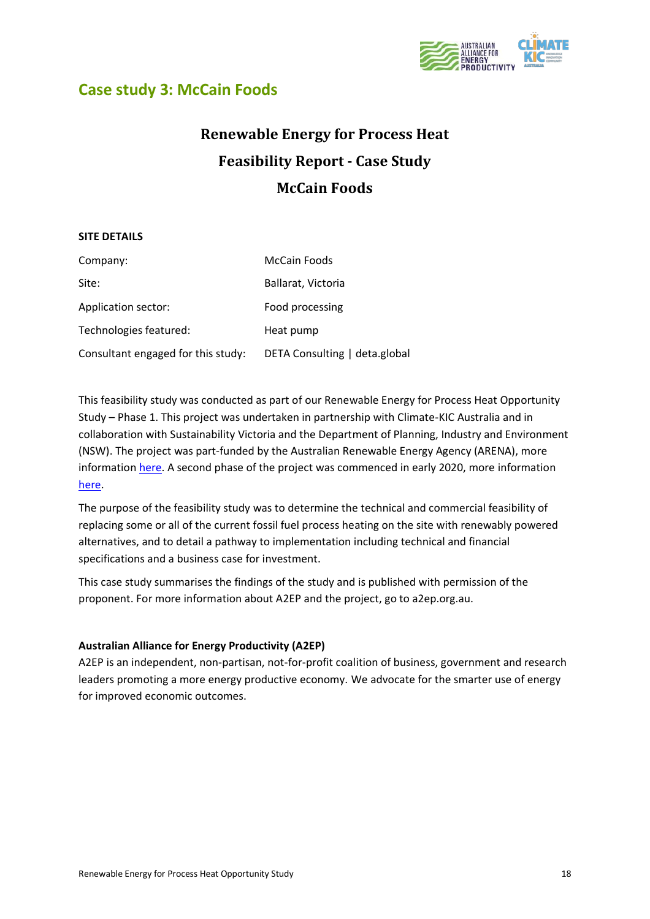## Case study 3: McCain Foods

# Renewable Energy for Process Heat
# Feasibility Report - Case Study
# McCain Foods

**SITE DETAILS**

| | |
|---|---|
| Company: | McCain Foods |
| Site: | Ballarat, Victoria |
| Application sector: | Food processing |
| Technologies featured: | Heat pump |
| Consultant engaged for this study: | DETA Consulting \| deta.global |

This feasibility study was conducted as part of our Renewable Energy for Process Heat Opportunity Study – Phase 1. This project was undertaken in partnership with Climate-KIC Australia and in collaboration with Sustainability Victoria and the Department of Planning, Industry and Environment (NSW). The project was part-funded by the Australian Renewable Energy Agency (ARENA), more information here. A second phase of the project was commenced in early 2020, more information here.

The purpose of the feasibility study was to determine the technical and commercial feasibility of replacing some or all of the current fossil fuel process heating on the site with renewably powered alternatives, and to detail a pathway to implementation including technical and financial specifications and a business case for investment.

This case study summarises the findings of the study and is published with permission of the proponent. For more information about A2EP and the project, go to a2ep.org.au.

**Australian Alliance for Energy Productivity (A2EP)**
A2EP is an independent, non-partisan, not-for-profit coalition of business, government and research leaders promoting a more energy productive economy. We advocate for the smarter use of energy for improved economic outcomes.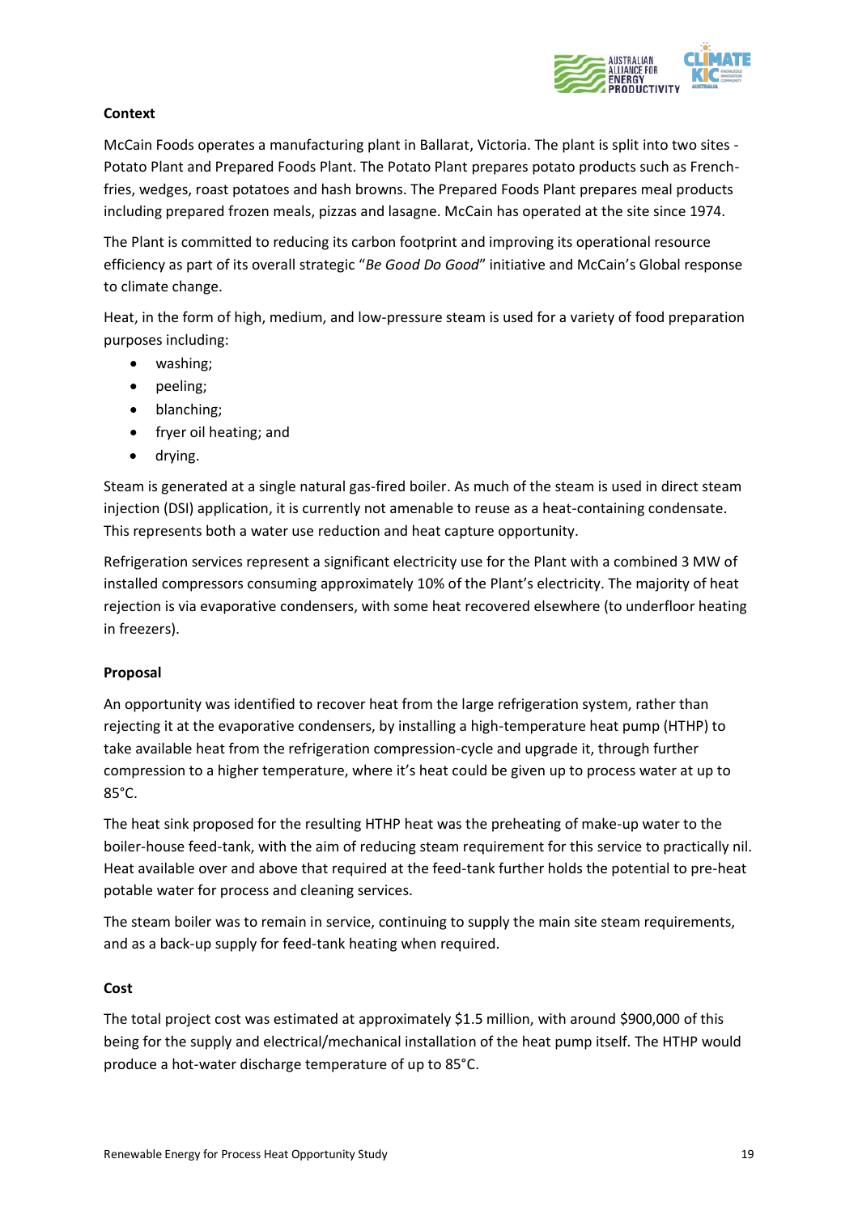**Context**

McCain Foods operates a manufacturing plant in Ballarat, Victoria. The plant is split into two sites - Potato Plant and Prepared Foods Plant. The Potato Plant prepares potato products such as French-fries, wedges, roast potatoes and hash browns. The Prepared Foods Plant prepares meal products including prepared frozen meals, pizzas and lasagne. McCain has operated at the site since 1974.

The Plant is committed to reducing its carbon footprint and improving its operational resource efficiency as part of its overall strategic "*Be Good Do Good*" initiative and McCain's Global response to climate change.

Heat, in the form of high, medium, and low-pressure steam is used for a variety of food preparation purposes including:

- washing;
- peeling;
- blanching;
- fryer oil heating; and
- drying.

Steam is generated at a single natural gas-fired boiler. As much of the steam is used in direct steam injection (DSI) application, it is currently not amenable to reuse as a heat-containing condensate. This represents both a water use reduction and heat capture opportunity.

Refrigeration services represent a significant electricity use for the Plant with a combined 3 MW of installed compressors consuming approximately 10% of the Plant's electricity. The majority of heat rejection is via evaporative condensers, with some heat recovered elsewhere (to underfloor heating in freezers).

**Proposal**

An opportunity was identified to recover heat from the large refrigeration system, rather than rejecting it at the evaporative condensers, by installing a high-temperature heat pump (HTHP) to take available heat from the refrigeration compression-cycle and upgrade it, through further compression to a higher temperature, where it's heat could be given up to process water at up to 85°C.

The heat sink proposed for the resulting HTHP heat was the preheating of make-up water to the boiler-house feed-tank, with the aim of reducing steam requirement for this service to practically nil. Heat available over and above that required at the feed-tank further holds the potential to pre-heat potable water for process and cleaning services.

The steam boiler was to remain in service, continuing to supply the main site steam requirements, and as a back-up supply for feed-tank heating when required.

**Cost**

The total project cost was estimated at approximately $1.5 million, with around $900,000 of this being for the supply and electrical/mechanical installation of the heat pump itself. The HTHP would produce a hot-water discharge temperature of up to 85°C.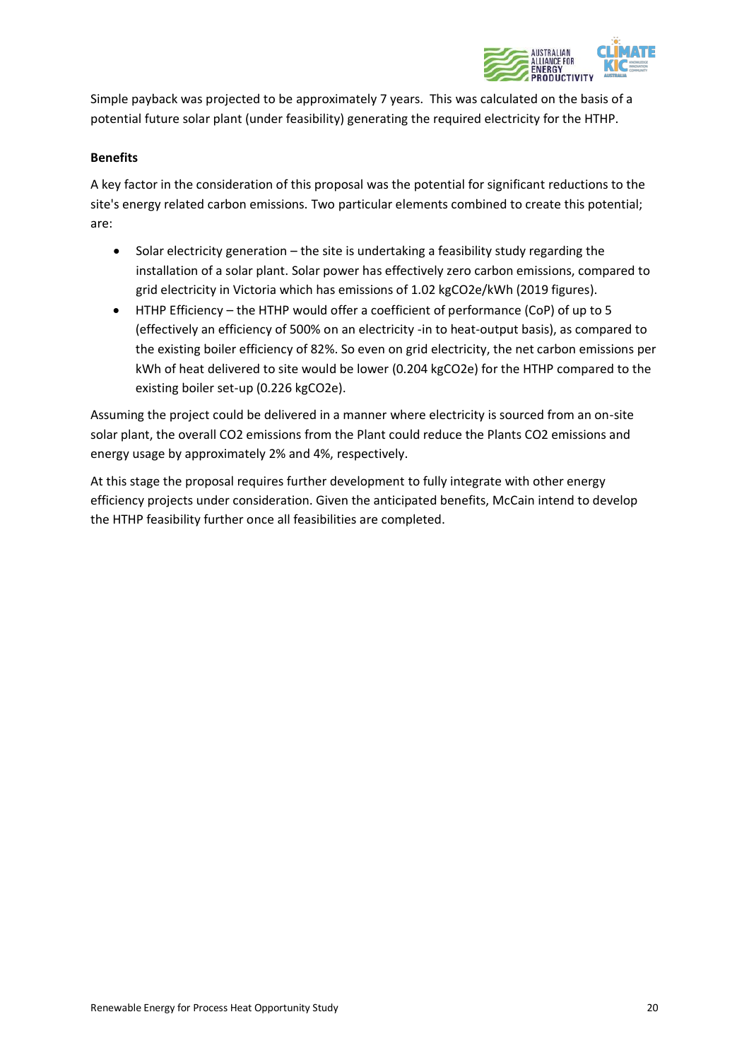Simple payback was projected to be approximately 7 years. This was calculated on the basis of a potential future solar plant (under feasibility) generating the required electricity for the HTHP.

**Benefits**

A key factor in the consideration of this proposal was the potential for significant reductions to the site's energy related carbon emissions. Two particular elements combined to create this potential; are:

- Solar electricity generation – the site is undertaking a feasibility study regarding the installation of a solar plant. Solar power has effectively zero carbon emissions, compared to grid electricity in Victoria which has emissions of 1.02 $kgCO_2e/kWh$ (2019 figures).
- HTHP Efficiency – the HTHP would offer a coefficient of performance (CoP) of up to 5 (effectively an efficiency of 500% on an electricity -in to heat-output basis), as compared to the existing boiler efficiency of 82%. So even on grid electricity, the net carbon emissions per kWh of heat delivered to site would be lower (0.204 $kgCO_2e$) for the HTHP compared to the existing boiler set-up (0.226 $kgCO_2e$).

Assuming the project could be delivered in a manner where electricity is sourced from an on-site solar plant, the overall $CO_2$ emissions from the Plant could reduce the Plants $CO_2$ emissions and energy usage by approximately 2% and 4%, respectively.

At this stage the proposal requires further development to fully integrate with other energy efficiency projects under consideration. Given the anticipated benefits, McCain intend to develop the HTHP feasibility further once all feasibilities are completed.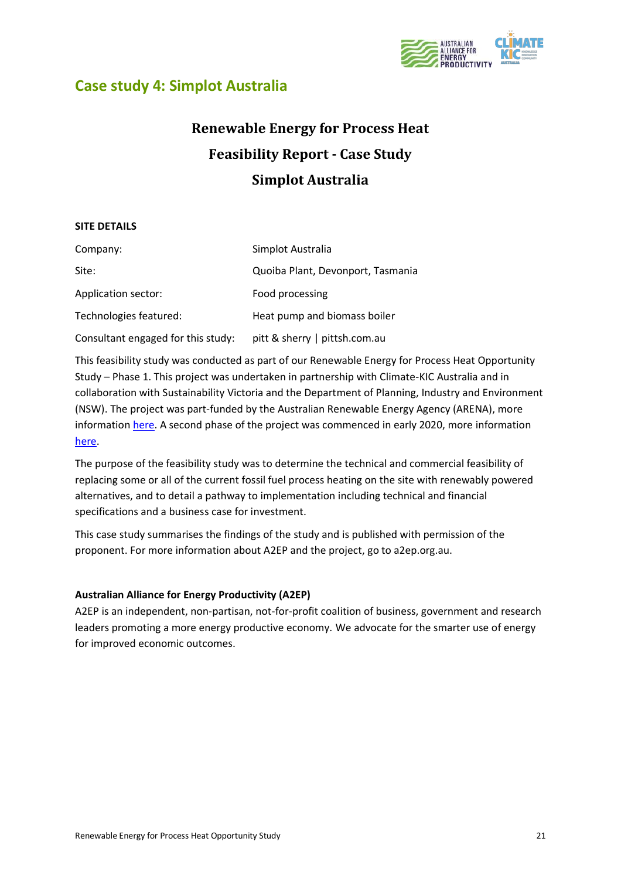## Case study 4: Simplot Australia

# Renewable Energy for Process Heat
# Feasibility Report - Case Study
# Simplot Australia

**SITE DETAILS**

| | |
|---|---|
| Company: | Simplot Australia |
| Site: | Quoiba Plant, Devonport, Tasmania |
| Application sector: | Food processing |
| Technologies featured: | Heat pump and biomass boiler |
| Consultant engaged for this study: | pitt & sherry \| pittsh.com.au |

This feasibility study was conducted as part of our Renewable Energy for Process Heat Opportunity Study – Phase 1. This project was undertaken in partnership with Climate-KIC Australia and in collaboration with Sustainability Victoria and the Department of Planning, Industry and Environment (NSW). The project was part-funded by the Australian Renewable Energy Agency (ARENA), more information here. A second phase of the project was commenced in early 2020, more information here.

The purpose of the feasibility study was to determine the technical and commercial feasibility of replacing some or all of the current fossil fuel process heating on the site with renewably powered alternatives, and to detail a pathway to implementation including technical and financial specifications and a business case for investment.

This case study summarises the findings of the study and is published with permission of the proponent. For more information about A2EP and the project, go to a2ep.org.au.

**Australian Alliance for Energy Productivity (A2EP)**

A2EP is an independent, non-partisan, not-for-profit coalition of business, government and research leaders promoting a more energy productive economy. We advocate for the smarter use of energy for improved economic outcomes.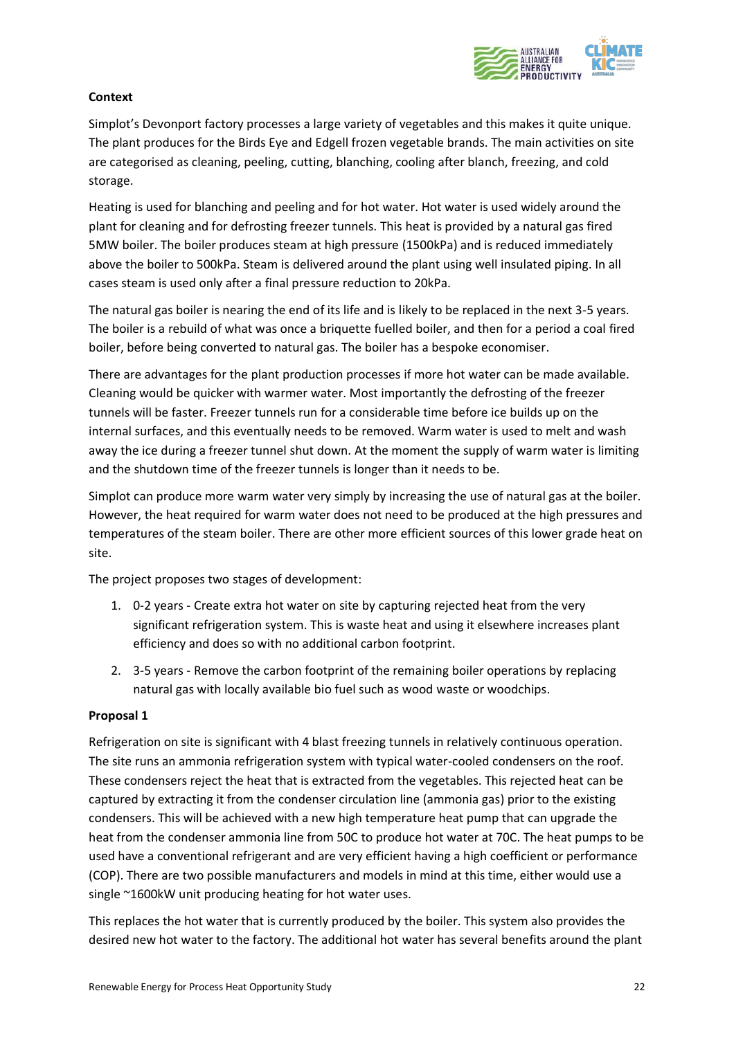**Context**

Simplot's Devonport factory processes a large variety of vegetables and this makes it quite unique. The plant produces for the Birds Eye and Edgell frozen vegetable brands. The main activities on site are categorised as cleaning, peeling, cutting, blanching, cooling after blanch, freezing, and cold storage.

Heating is used for blanching and peeling and for hot water. Hot water is used widely around the plant for cleaning and for defrosting freezer tunnels. This heat is provided by a natural gas fired 5MW boiler. The boiler produces steam at high pressure (1500kPa) and is reduced immediately above the boiler to 500kPa. Steam is delivered around the plant using well insulated piping. In all cases steam is used only after a final pressure reduction to 20kPa.

The natural gas boiler is nearing the end of its life and is likely to be replaced in the next 3-5 years. The boiler is a rebuild of what was once a briquette fuelled boiler, and then for a period a coal fired boiler, before being converted to natural gas. The boiler has a bespoke economiser.

There are advantages for the plant production processes if more hot water can be made available. Cleaning would be quicker with warmer water. Most importantly the defrosting of the freezer tunnels will be faster. Freezer tunnels run for a considerable time before ice builds up on the internal surfaces, and this eventually needs to be removed. Warm water is used to melt and wash away the ice during a freezer tunnel shut down. At the moment the supply of warm water is limiting and the shutdown time of the freezer tunnels is longer than it needs to be.

Simplot can produce more warm water very simply by increasing the use of natural gas at the boiler. However, the heat required for warm water does not need to be produced at the high pressures and temperatures of the steam boiler. There are other more efficient sources of this lower grade heat on site.

The project proposes two stages of development:

1. 0-2 years - Create extra hot water on site by capturing rejected heat from the very significant refrigeration system. This is waste heat and using it elsewhere increases plant efficiency and does so with no additional carbon footprint.
2. 3-5 years - Remove the carbon footprint of the remaining boiler operations by replacing natural gas with locally available bio fuel such as wood waste or woodchips.

**Proposal 1**

Refrigeration on site is significant with 4 blast freezing tunnels in relatively continuous operation. The site runs an ammonia refrigeration system with typical water-cooled condensers on the roof. These condensers reject the heat that is extracted from the vegetables. This rejected heat can be captured by extracting it from the condenser circulation line (ammonia gas) prior to the existing condensers. This will be achieved with a new high temperature heat pump that can upgrade the heat from the condenser ammonia line from 50C to produce hot water at 70C. The heat pumps to be used have a conventional refrigerant and are very efficient having a high coefficient or performance (COP). There are two possible manufacturers and models in mind at this time, either would use a single ~1600kW unit producing heating for hot water uses.

This replaces the hot water that is currently produced by the boiler. This system also provides the desired new hot water to the factory. The additional hot water has several benefits around the plant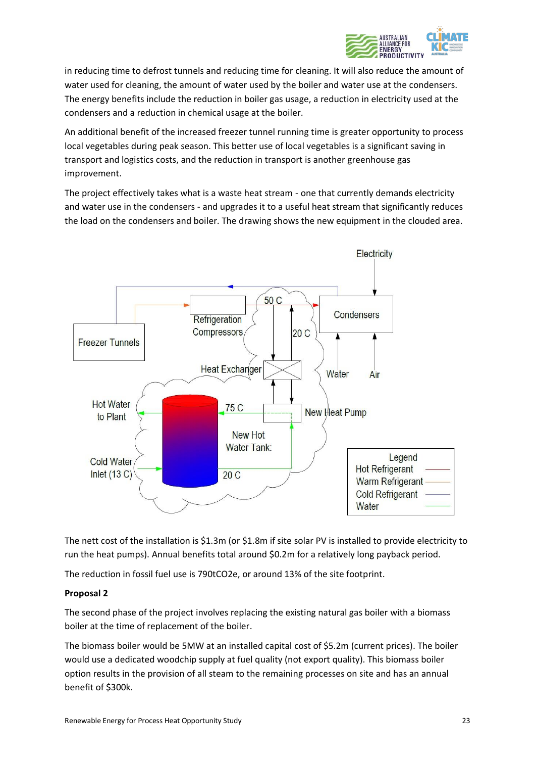in reducing time to defrost tunnels and reducing time for cleaning. It will also reduce the amount of water used for cleaning, the amount of water used by the boiler and water use at the condensers. The energy benefits include the reduction in boiler gas usage, a reduction in electricity used at the condensers and a reduction in chemical usage at the boiler.

An additional benefit of the increased freezer tunnel running time is greater opportunity to process local vegetables during peak season. This better use of local vegetables is a significant saving in transport and logistics costs, and the reduction in transport is another greenhouse gas improvement.

The project effectively takes what is a waste heat stream - one that currently demands electricity and water use in the condensers - and upgrades it to a useful heat stream that significantly reduces the load on the condensers and boiler. The drawing shows the new equipment in the clouded area.

The nett cost of the installation is $1.3m (or $1.8m if site solar PV is installed to provide electricity to run the heat pumps). Annual benefits total around $0.2m for a relatively long payback period.

The reduction in fossil fuel use is 790tCO2e, or around 13% of the site footprint.

**Proposal 2**

The second phase of the project involves replacing the existing natural gas boiler with a biomass boiler at the time of replacement of the boiler.

The biomass boiler would be 5MW at an installed capital cost of $5.2m (current prices). The boiler would use a dedicated woodchip supply at fuel quality (not export quality). This biomass boiler option results in the provision of all steam to the remaining processes on site and has an annual benefit of $300k.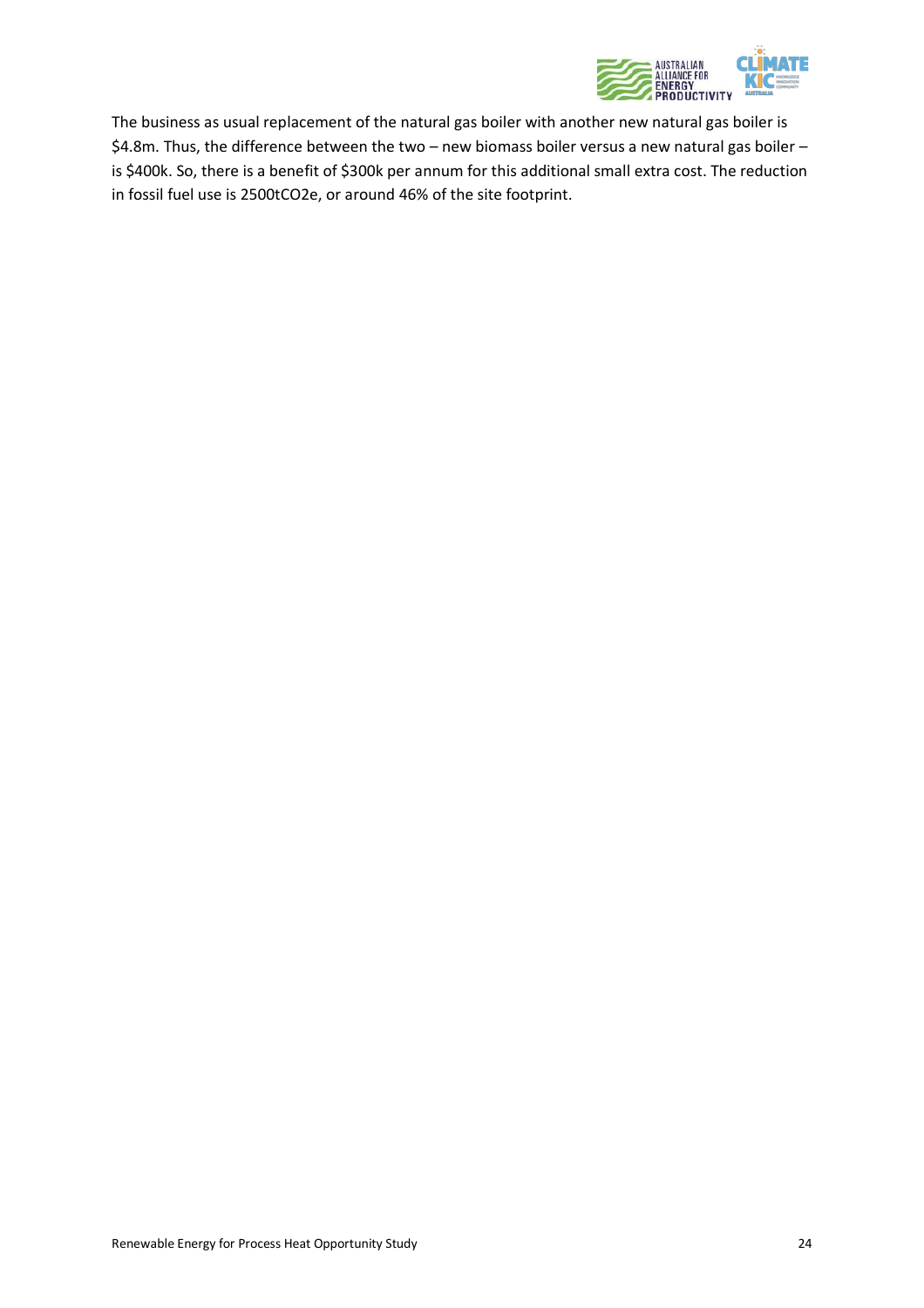The business as usual replacement of the natural gas boiler with another new natural gas boiler is \$4.8m. Thus, the difference between the two – new biomass boiler versus a new natural gas boiler – is \$400k. So, there is a benefit of \$300k per annum for this additional small extra cost. The reduction in fossil fuel use is 2500tCO2e, or around 46% of the site footprint.